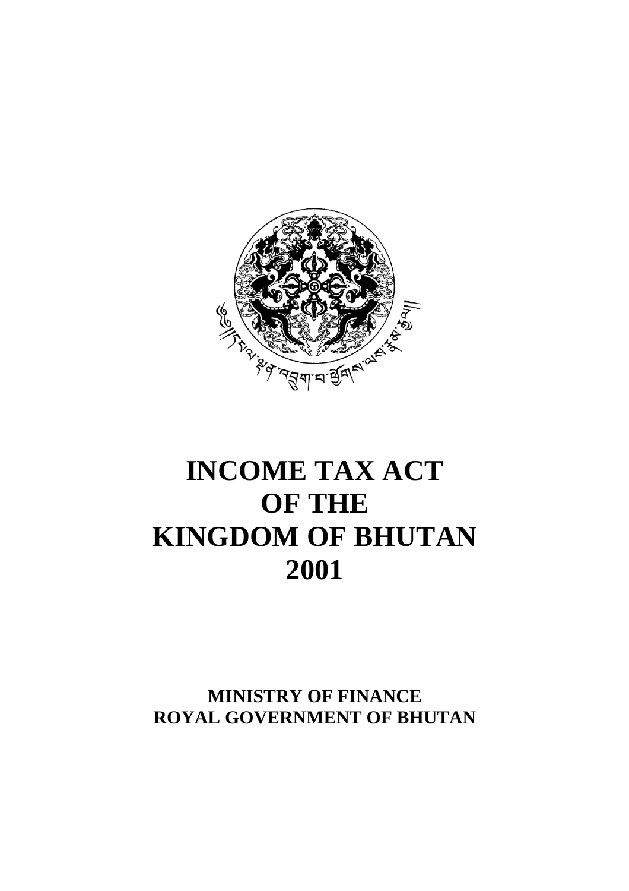# INCOME TAX ACT OF THE KINGDOM OF BHUTAN 2001

**MINISTRY OF FINANCE**
**ROYAL GOVERNMENT OF BHUTAN**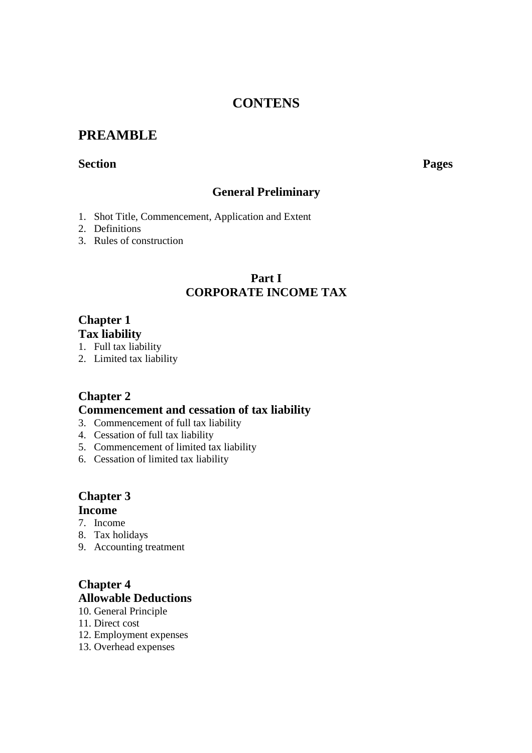# CONTENS

## PREAMBLE

**Section** **Pages**

### General Preliminary

1. Shot Title, Commencement, Application and Extent
2. Definitions
3. Rules of construction

### Part I
### CORPORATE INCOME TAX

#### Chapter 1
#### Tax liability

1. Full tax liability
2. Limited tax liability

#### Chapter 2
#### Commencement and cessation of tax liability

3. Commencement of full tax liability
4. Cessation of full tax liability
5. Commencement of limited tax liability
6. Cessation of limited tax liability

#### Chapter 3
#### Income

7. Income
8. Tax holidays
9. Accounting treatment

#### Chapter 4
#### Allowable Deductions

10. General Principle
11. Direct cost
12. Employment expenses
13. Overhead expenses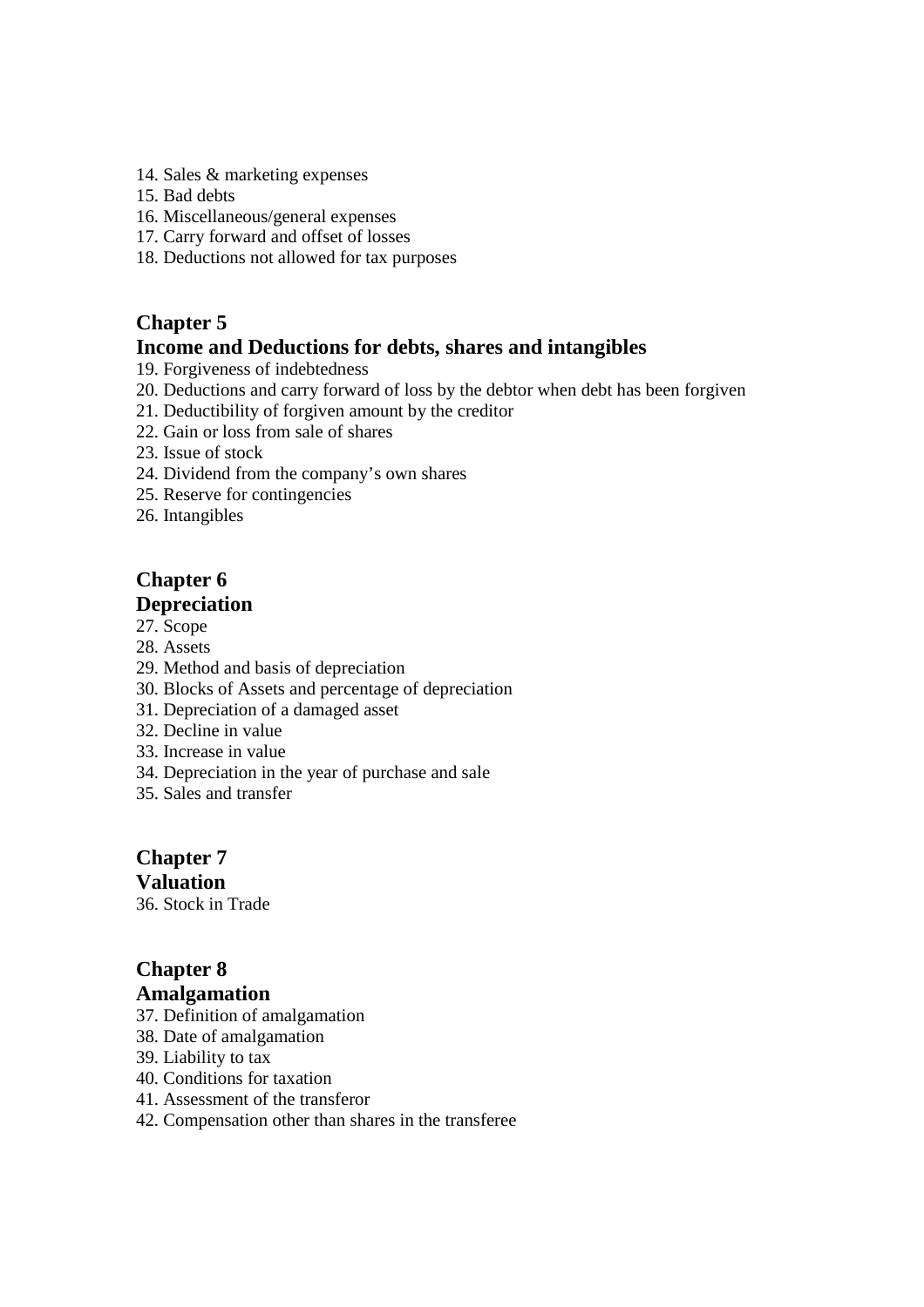14. Sales & marketing expenses
15. Bad debts
16. Miscellaneous/general expenses
17. Carry forward and offset of losses
18. Deductions not allowed for tax purposes

## Chapter 5
## Income and Deductions for debts, shares and intangibles

19. Forgiveness of indebtedness
20. Deductions and carry forward of loss by the debtor when debt has been forgiven
21. Deductibility of forgiven amount by the creditor
22. Gain or loss from sale of shares
23. Issue of stock
24. Dividend from the company's own shares
25. Reserve for contingencies
26. Intangibles

## Chapter 6
## Depreciation

27. Scope
28. Assets
29. Method and basis of depreciation
30. Blocks of Assets and percentage of depreciation
31. Depreciation of a damaged asset
32. Decline in value
33. Increase in value
34. Depreciation in the year of purchase and sale
35. Sales and transfer

## Chapter 7
## Valuation

36. Stock in Trade

## Chapter 8
## Amalgamation

37. Definition of amalgamation
38. Date of amalgamation
39. Liability to tax
40. Conditions for taxation
41. Assessment of the transferor
42. Compensation other than shares in the transferee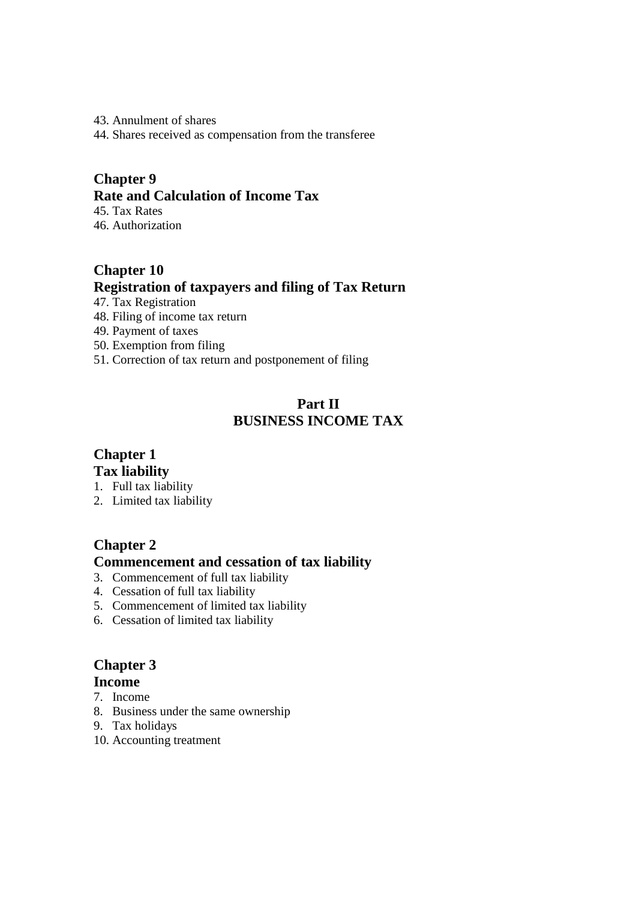43. Annulment of shares
44. Shares received as compensation from the transferee

## Chapter 9
## Rate and Calculation of Income Tax

45. Tax Rates
46. Authorization

## Chapter 10
## Registration of taxpayers and filing of Tax Return

47. Tax Registration
48. Filing of income tax return
49. Payment of taxes
50. Exemption from filing
51. Correction of tax return and postponement of filing

# Part II
# BUSINESS INCOME TAX

## Chapter 1
## Tax liability

1. Full tax liability
2. Limited tax liability

## Chapter 2
## Commencement and cessation of tax liability

3. Commencement of full tax liability
4. Cessation of full tax liability
5. Commencement of limited tax liability
6. Cessation of limited tax liability

## Chapter 3
## Income

7. Income
8. Business under the same ownership
9. Tax holidays
10. Accounting treatment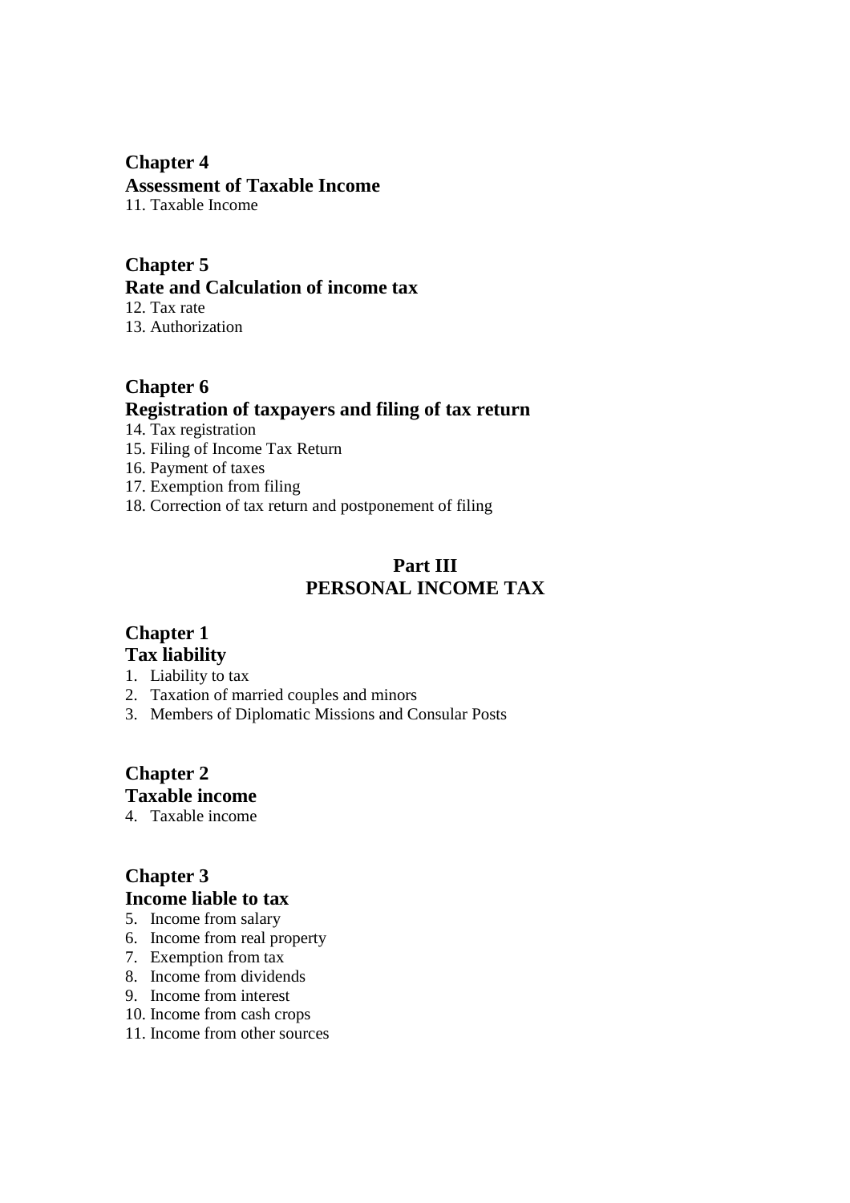## Chapter 4
## Assessment of Taxable Income

11. Taxable Income

## Chapter 5
## Rate and Calculation of income tax

12. Tax rate
13. Authorization

## Chapter 6
## Registration of taxpayers and filing of tax return

14. Tax registration
15. Filing of Income Tax Return
16. Payment of taxes
17. Exemption from filing
18. Correction of tax return and postponement of filing

# Part III
# PERSONAL INCOME TAX

## Chapter 1
## Tax liability

1. Liability to tax
2. Taxation of married couples and minors
3. Members of Diplomatic Missions and Consular Posts

## Chapter 2
## Taxable income

4. Taxable income

## Chapter 3
## Income liable to tax

5. Income from salary
6. Income from real property
7. Exemption from tax
8. Income from dividends
9. Income from interest
10. Income from cash crops
11. Income from other sources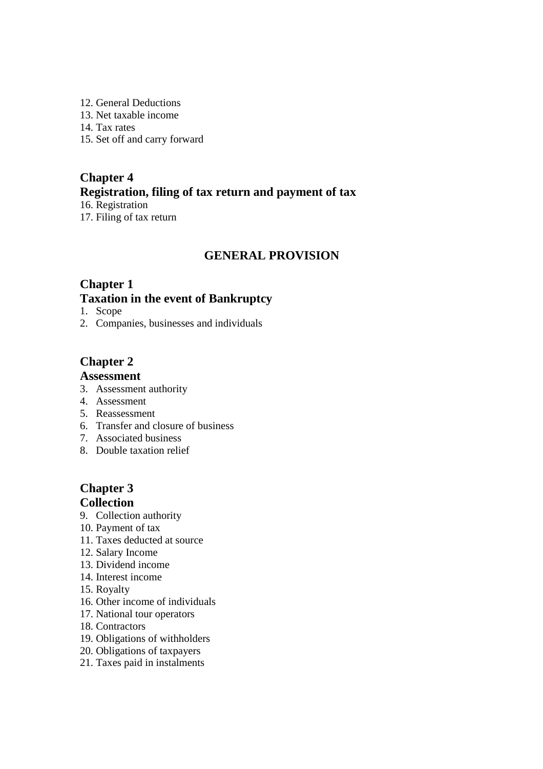12. General Deductions
13. Net taxable income
14. Tax rates
15. Set off and carry forward

### Chapter 4
### Registration, filing of tax return and payment of tax

16. Registration
17. Filing of tax return

## GENERAL PROVISION

### Chapter 1
### Taxation in the event of Bankruptcy

1. Scope
2. Companies, businesses and individuals

### Chapter 2
### Assessment

3. Assessment authority
4. Assessment
5. Reassessment
6. Transfer and closure of business
7. Associated business
8. Double taxation relief

### Chapter 3
### Collection

9. Collection authority
10. Payment of tax
11. Taxes deducted at source
12. Salary Income
13. Dividend income
14. Interest income
15. Royalty
16. Other income of individuals
17. National tour operators
18. Contractors
19. Obligations of withholders
20. Obligations of taxpayers
21. Taxes paid in instalments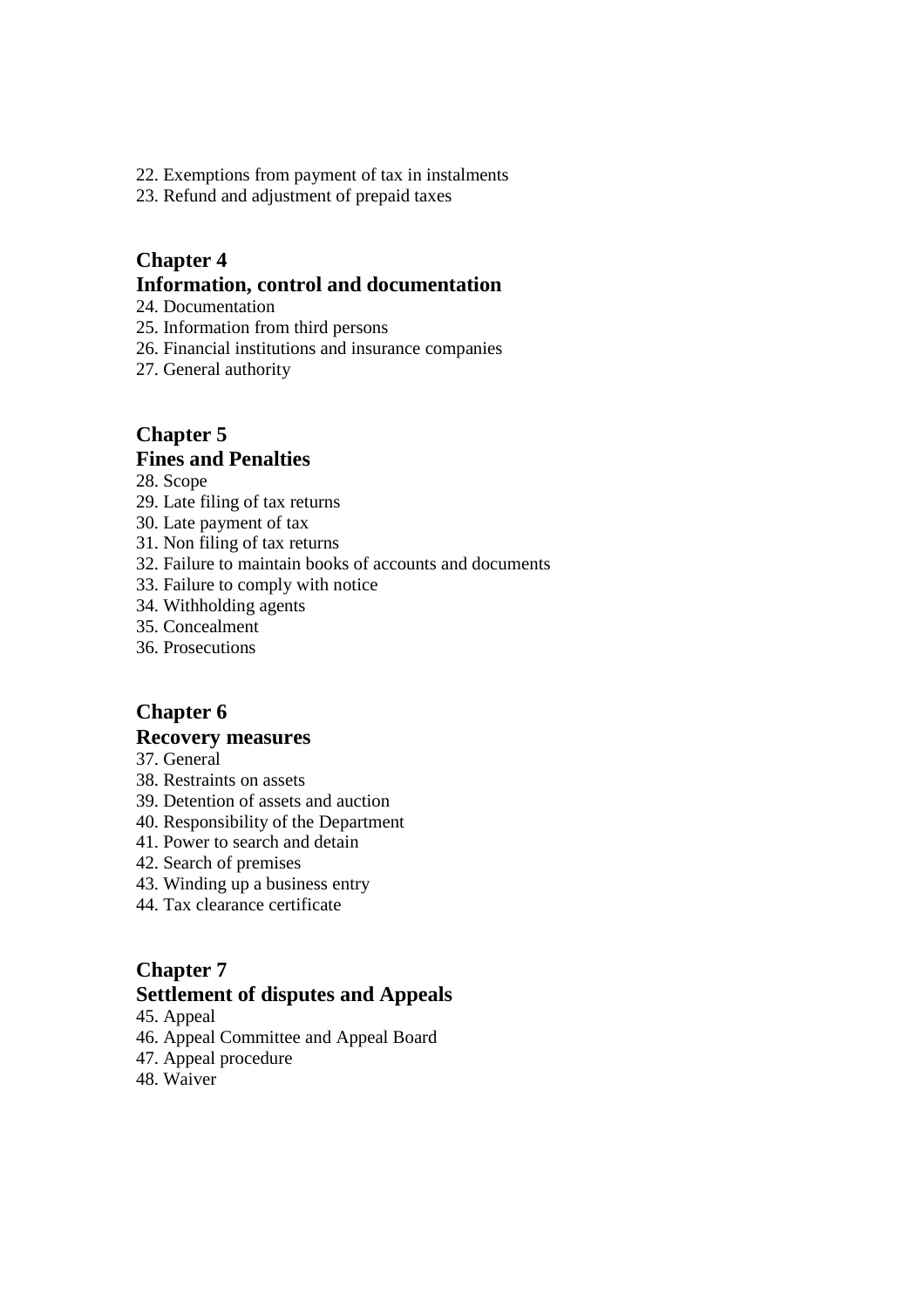22. Exemptions from payment of tax in instalments
23. Refund and adjustment of prepaid taxes

## Chapter 4
## Information, control and documentation

24. Documentation
25. Information from third persons
26. Financial institutions and insurance companies
27. General authority

## Chapter 5
## Fines and Penalties

28. Scope
29. Late filing of tax returns
30. Late payment of tax
31. Non filing of tax returns
32. Failure to maintain books of accounts and documents
33. Failure to comply with notice
34. Withholding agents
35. Concealment
36. Prosecutions

## Chapter 6
## Recovery measures

37. General
38. Restraints on assets
39. Detention of assets and auction
40. Responsibility of the Department
41. Power to search and detain
42. Search of premises
43. Winding up a business entry
44. Tax clearance certificate

## Chapter 7
## Settlement of disputes and Appeals

45. Appeal
46. Appeal Committee and Appeal Board
47. Appeal procedure
48. Waiver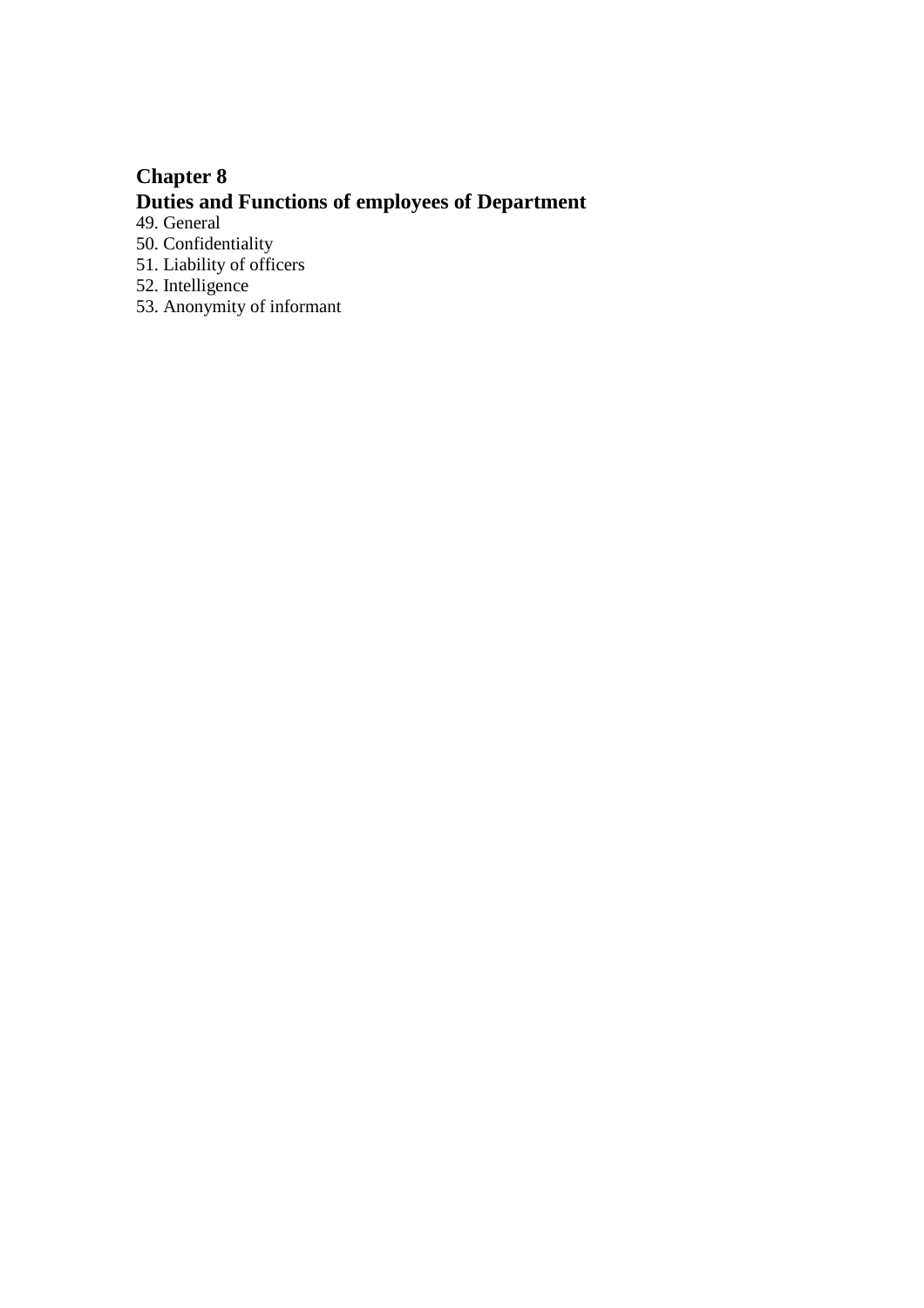## Chapter 8
## Duties and Functions of employees of Department

49. General
50. Confidentiality
51. Liability of officers
52. Intelligence
53. Anonymity of informant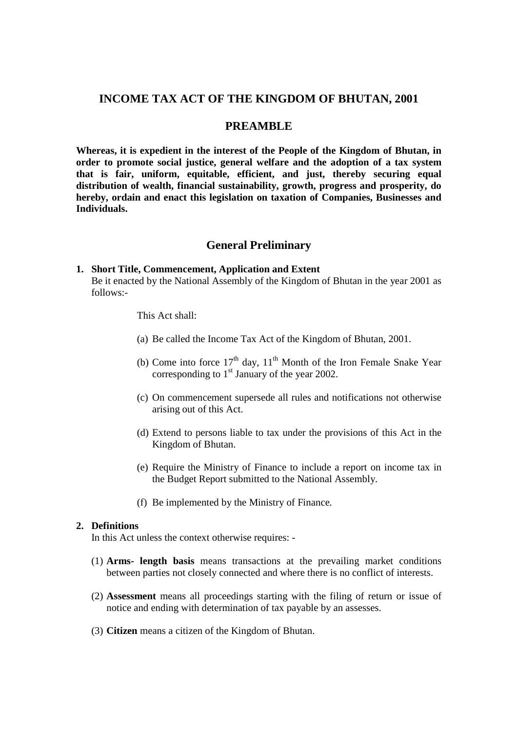# INCOME TAX ACT OF THE KINGDOM OF BHUTAN, 2001

## PREAMBLE

**Whereas, it is expedient in the interest of the People of the Kingdom of Bhutan, in order to promote social justice, general welfare and the adoption of a tax system that is fair, uniform, equitable, efficient, and just, thereby securing equal distribution of wealth, financial sustainability, growth, progress and prosperity, do hereby, ordain and enact this legislation on taxation of Companies, Businesses and Individuals.**

## General Preliminary

**1. Short Title, Commencement, Application and Extent**

Be it enacted by the National Assembly of the Kingdom of Bhutan in the year 2001 as follows:-

This Act shall:

(a) Be called the Income Tax Act of the Kingdom of Bhutan, 2001.

(b) Come into force 17th day, 11th Month of the Iron Female Snake Year corresponding to 1st January of the year 2002.

(c) On commencement supersede all rules and notifications not otherwise arising out of this Act.

(d) Extend to persons liable to tax under the provisions of this Act in the Kingdom of Bhutan.

(e) Require the Ministry of Finance to include a report on income tax in the Budget Report submitted to the National Assembly.

(f) Be implemented by the Ministry of Finance.

**2. Definitions**

In this Act unless the context otherwise requires: -

(1) **Arms- length basis** means transactions at the prevailing market conditions between parties not closely connected and where there is no conflict of interests.

(2) **Assessment** means all proceedings starting with the filing of return or issue of notice and ending with determination of tax payable by an assesses.

(3) **Citizen** means a citizen of the Kingdom of Bhutan.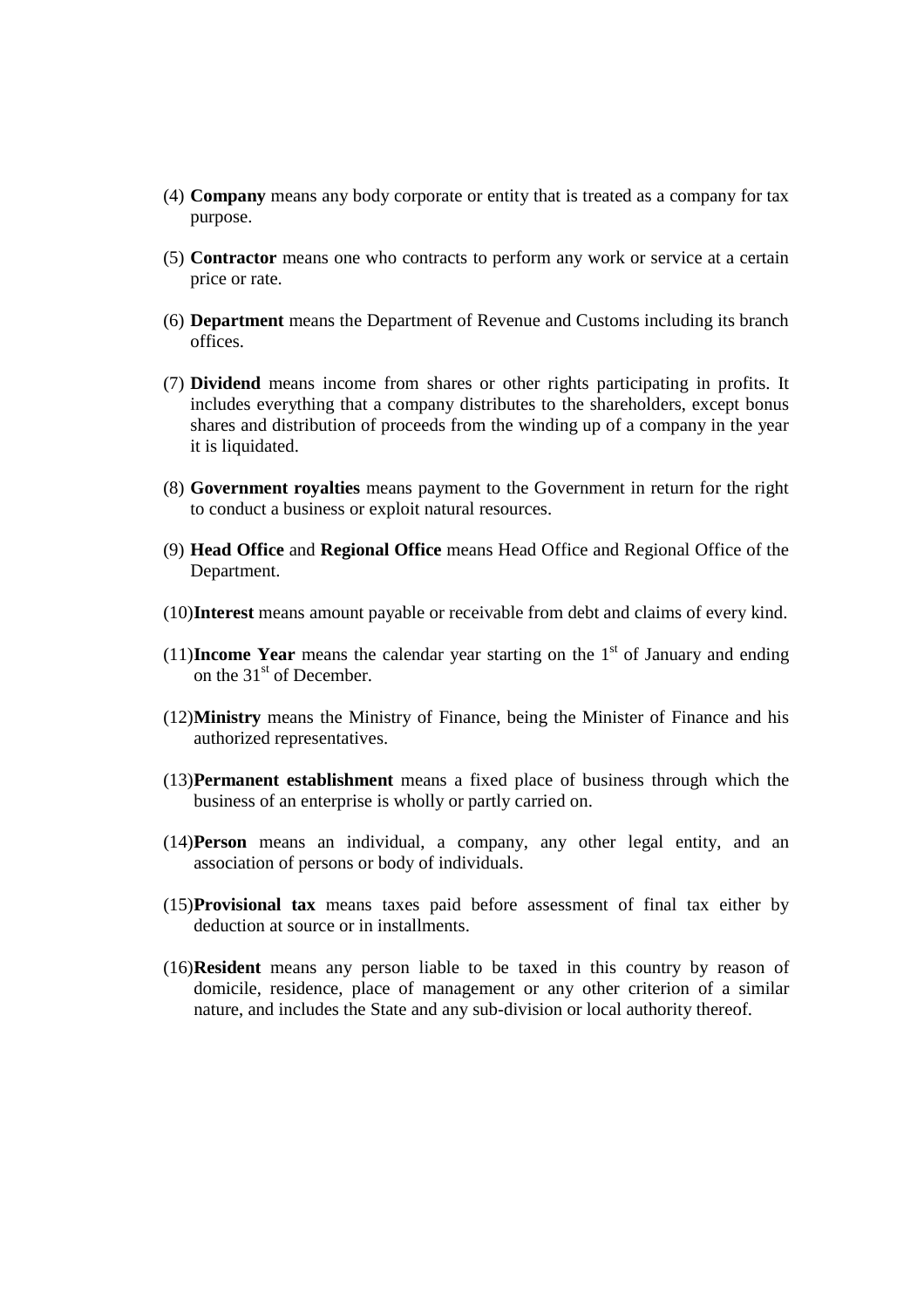(4) **Company** means any body corporate or entity that is treated as a company for tax purpose.

(5) **Contractor** means one who contracts to perform any work or service at a certain price or rate.

(6) **Department** means the Department of Revenue and Customs including its branch offices.

(7) **Dividend** means income from shares or other rights participating in profits. It includes everything that a company distributes to the shareholders, except bonus shares and distribution of proceeds from the winding up of a company in the year it is liquidated.

(8) **Government royalties** means payment to the Government in return for the right to conduct a business or exploit natural resources.

(9) **Head Office** and **Regional Office** means Head Office and Regional Office of the Department.

(10) **Interest** means amount payable or receivable from debt and claims of every kind.

(11) **Income Year** means the calendar year starting on the 1st of January and ending on the 31st of December.

(12) **Ministry** means the Ministry of Finance, being the Minister of Finance and his authorized representatives.

(13) **Permanent establishment** means a fixed place of business through which the business of an enterprise is wholly or partly carried on.

(14) **Person** means an individual, a company, any other legal entity, and an association of persons or body of individuals.

(15) **Provisional tax** means taxes paid before assessment of final tax either by deduction at source or in installments.

(16) **Resident** means any person liable to be taxed in this country by reason of domicile, residence, place of management or any other criterion of a similar nature, and includes the State and any sub-division or local authority thereof.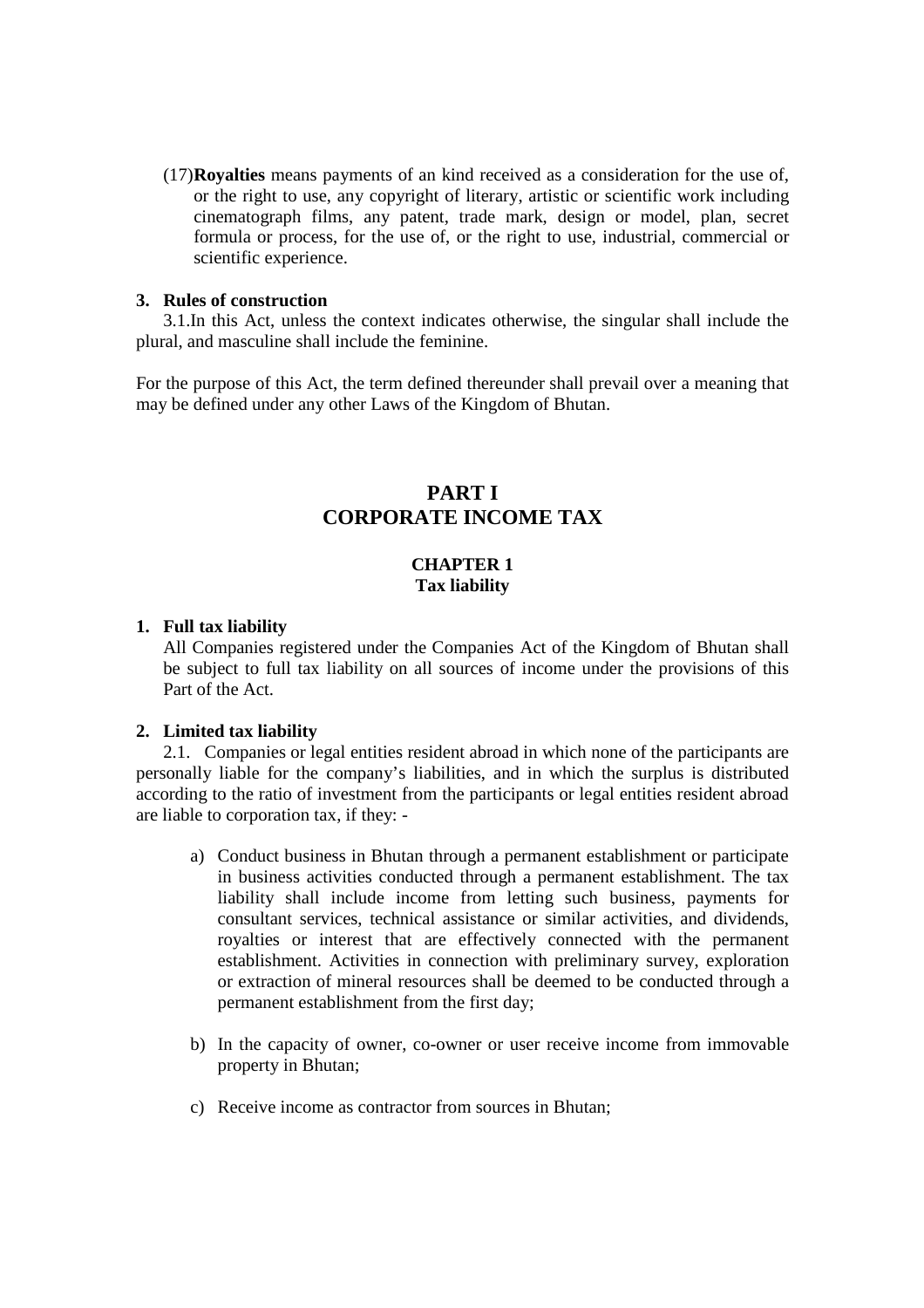(17) **Royalties** means payments of an kind received as a consideration for the use of, or the right to use, any copyright of literary, artistic or scientific work including cinematograph films, any patent, trade mark, design or model, plan, secret formula or process, for the use of, or the right to use, industrial, commercial or scientific experience.

**3. Rules of construction**

3.1. In this Act, unless the context indicates otherwise, the singular shall include the plural, and masculine shall include the feminine.

For the purpose of this Act, the term defined thereunder shall prevail over a meaning that may be defined under any other Laws of the Kingdom of Bhutan.

# PART I
# CORPORATE INCOME TAX

## CHAPTER 1
## Tax liability

**1. Full tax liability**

All Companies registered under the Companies Act of the Kingdom of Bhutan shall be subject to full tax liability on all sources of income under the provisions of this Part of the Act.

**2. Limited tax liability**

2.1. Companies or legal entities resident abroad in which none of the participants are personally liable for the company's liabilities, and in which the surplus is distributed according to the ratio of investment from the participants or legal entities resident abroad are liable to corporation tax, if they: -

a) Conduct business in Bhutan through a permanent establishment or participate in business activities conducted through a permanent establishment. The tax liability shall include income from letting such business, payments for consultant services, technical assistance or similar activities, and dividends, royalties or interest that are effectively connected with the permanent establishment. Activities in connection with preliminary survey, exploration or extraction of mineral resources shall be deemed to be conducted through a permanent establishment from the first day;

b) In the capacity of owner, co-owner or user receive income from immovable property in Bhutan;

c) Receive income as contractor from sources in Bhutan;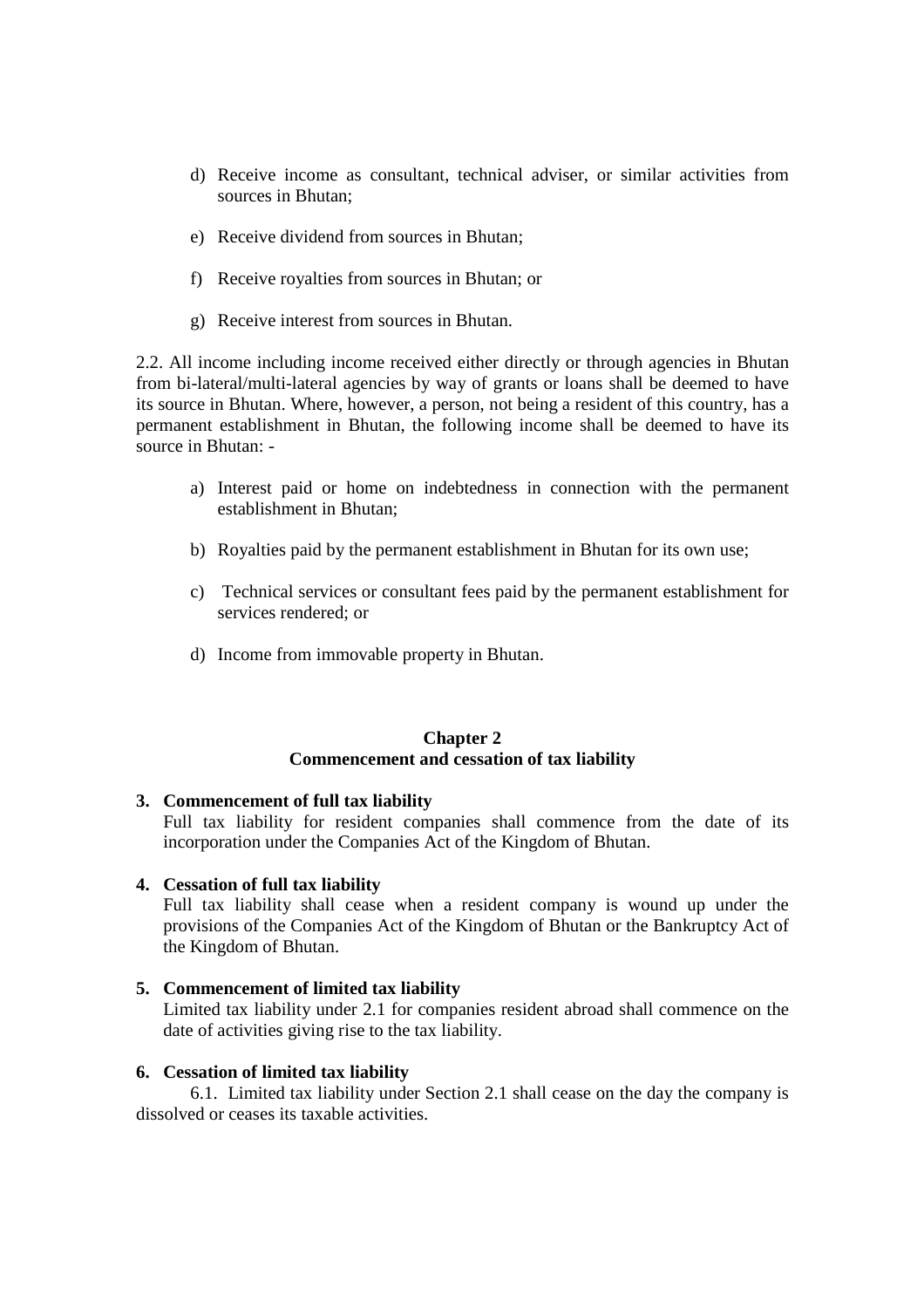d) Receive income as consultant, technical adviser, or similar activities from sources in Bhutan;

e) Receive dividend from sources in Bhutan;

f) Receive royalties from sources in Bhutan; or

g) Receive interest from sources in Bhutan.

2.2. All income including income received either directly or through agencies in Bhutan from bi-lateral/multi-lateral agencies by way of grants or loans shall be deemed to have its source in Bhutan. Where, however, a person, not being a resident of this country, has a permanent establishment in Bhutan, the following income shall be deemed to have its source in Bhutan: -

a) Interest paid or home on indebtedness in connection with the permanent establishment in Bhutan;

b) Royalties paid by the permanent establishment in Bhutan for its own use;

c) Technical services or consultant fees paid by the permanent establishment for services rendered; or

d) Income from immovable property in Bhutan.

## Chapter 2
## Commencement and cessation of tax liability

**3. Commencement of full tax liability**

Full tax liability for resident companies shall commence from the date of its incorporation under the Companies Act of the Kingdom of Bhutan.

**4. Cessation of full tax liability**

Full tax liability shall cease when a resident company is wound up under the provisions of the Companies Act of the Kingdom of Bhutan or the Bankruptcy Act of the Kingdom of Bhutan.

**5. Commencement of limited tax liability**

Limited tax liability under 2.1 for companies resident abroad shall commence on the date of activities giving rise to the tax liability.

**6. Cessation of limited tax liability**

6.1. Limited tax liability under Section 2.1 shall cease on the day the company is dissolved or ceases its taxable activities.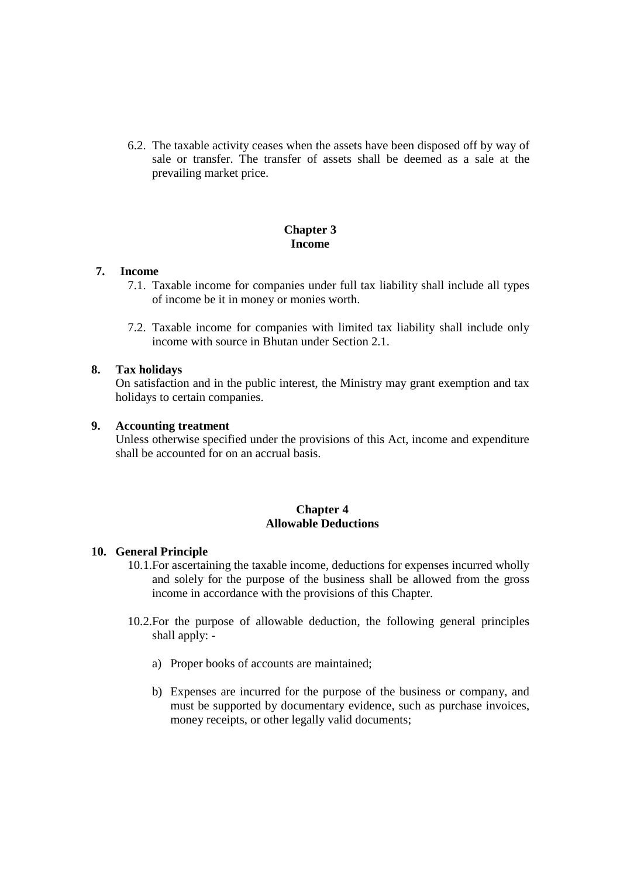6.2. The taxable activity ceases when the assets have been disposed off by way of sale or transfer. The transfer of assets shall be deemed as a sale at the prevailing market price.

## Chapter 3
## Income

**7. Income**

7.1. Taxable income for companies under full tax liability shall include all types of income be it in money or monies worth.

7.2. Taxable income for companies with limited tax liability shall include only income with source in Bhutan under Section 2.1.

**8. Tax holidays**

On satisfaction and in the public interest, the Ministry may grant exemption and tax holidays to certain companies.

**9. Accounting treatment**

Unless otherwise specified under the provisions of this Act, income and expenditure shall be accounted for on an accrual basis.

## Chapter 4
## Allowable Deductions

**10. General Principle**

10.1. For ascertaining the taxable income, deductions for expenses incurred wholly and solely for the purpose of the business shall be allowed from the gross income in accordance with the provisions of this Chapter.

10.2. For the purpose of allowable deduction, the following general principles shall apply: -

a) Proper books of accounts are maintained;

b) Expenses are incurred for the purpose of the business or company, and must be supported by documentary evidence, such as purchase invoices, money receipts, or other legally valid documents;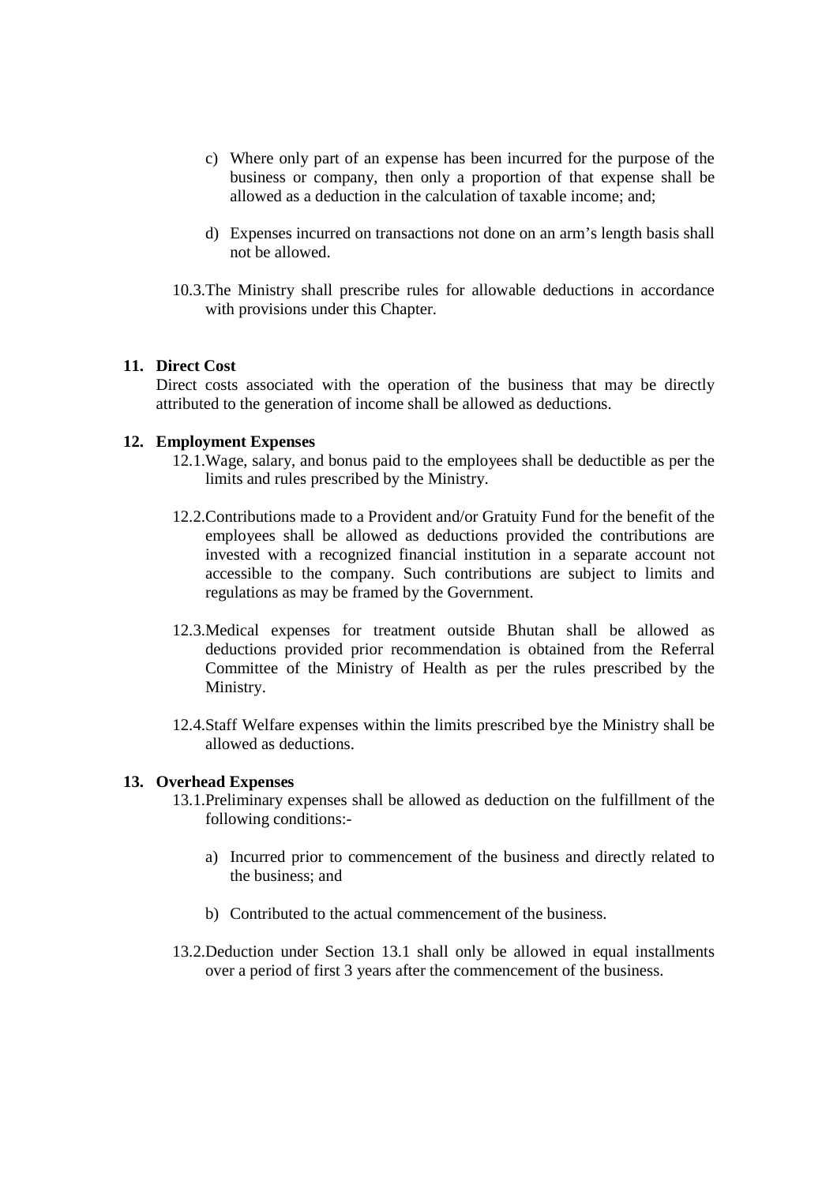c) Where only part of an expense has been incurred for the purpose of the business or company, then only a proportion of that expense shall be allowed as a deduction in the calculation of taxable income; and;

d) Expenses incurred on transactions not done on an arm's length basis shall not be allowed.

10.3. The Ministry shall prescribe rules for allowable deductions in accordance with provisions under this Chapter.

**11. Direct Cost**

Direct costs associated with the operation of the business that may be directly attributed to the generation of income shall be allowed as deductions.

**12. Employment Expenses**

12.1. Wage, salary, and bonus paid to the employees shall be deductible as per the limits and rules prescribed by the Ministry.

12.2. Contributions made to a Provident and/or Gratuity Fund for the benefit of the employees shall be allowed as deductions provided the contributions are invested with a recognized financial institution in a separate account not accessible to the company. Such contributions are subject to limits and regulations as may be framed by the Government.

12.3. Medical expenses for treatment outside Bhutan shall be allowed as deductions provided prior recommendation is obtained from the Referral Committee of the Ministry of Health as per the rules prescribed by the Ministry.

12.4. Staff Welfare expenses within the limits prescribed bye the Ministry shall be allowed as deductions.

**13. Overhead Expenses**

13.1. Preliminary expenses shall be allowed as deduction on the fulfillment of the following conditions:-

a) Incurred prior to commencement of the business and directly related to the business; and

b) Contributed to the actual commencement of the business.

13.2. Deduction under Section 13.1 shall only be allowed in equal installments over a period of first 3 years after the commencement of the business.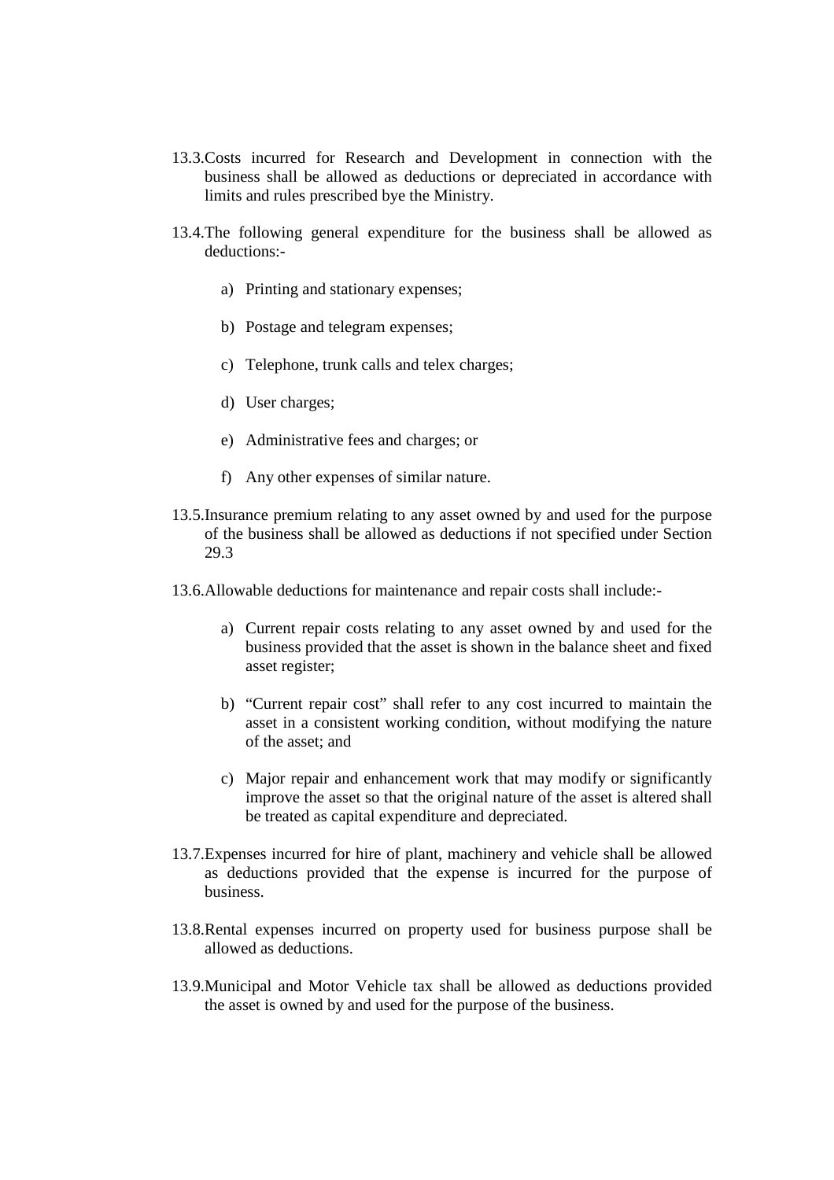13.3. Costs incurred for Research and Development in connection with the business shall be allowed as deductions or depreciated in accordance with limits and rules prescribed bye the Ministry.

13.4. The following general expenditure for the business shall be allowed as deductions:-

a) Printing and stationary expenses;

b) Postage and telegram expenses;

c) Telephone, trunk calls and telex charges;

d) User charges;

e) Administrative fees and charges; or

f) Any other expenses of similar nature.

13.5. Insurance premium relating to any asset owned by and used for the purpose of the business shall be allowed as deductions if not specified under Section 29.3

13.6. Allowable deductions for maintenance and repair costs shall include:-

a) Current repair costs relating to any asset owned by and used for the business provided that the asset is shown in the balance sheet and fixed asset register;

b) "Current repair cost" shall refer to any cost incurred to maintain the asset in a consistent working condition, without modifying the nature of the asset; and

c) Major repair and enhancement work that may modify or significantly improve the asset so that the original nature of the asset is altered shall be treated as capital expenditure and depreciated.

13.7. Expenses incurred for hire of plant, machinery and vehicle shall be allowed as deductions provided that the expense is incurred for the purpose of business.

13.8. Rental expenses incurred on property used for business purpose shall be allowed as deductions.

13.9. Municipal and Motor Vehicle tax shall be allowed as deductions provided the asset is owned by and used for the purpose of the business.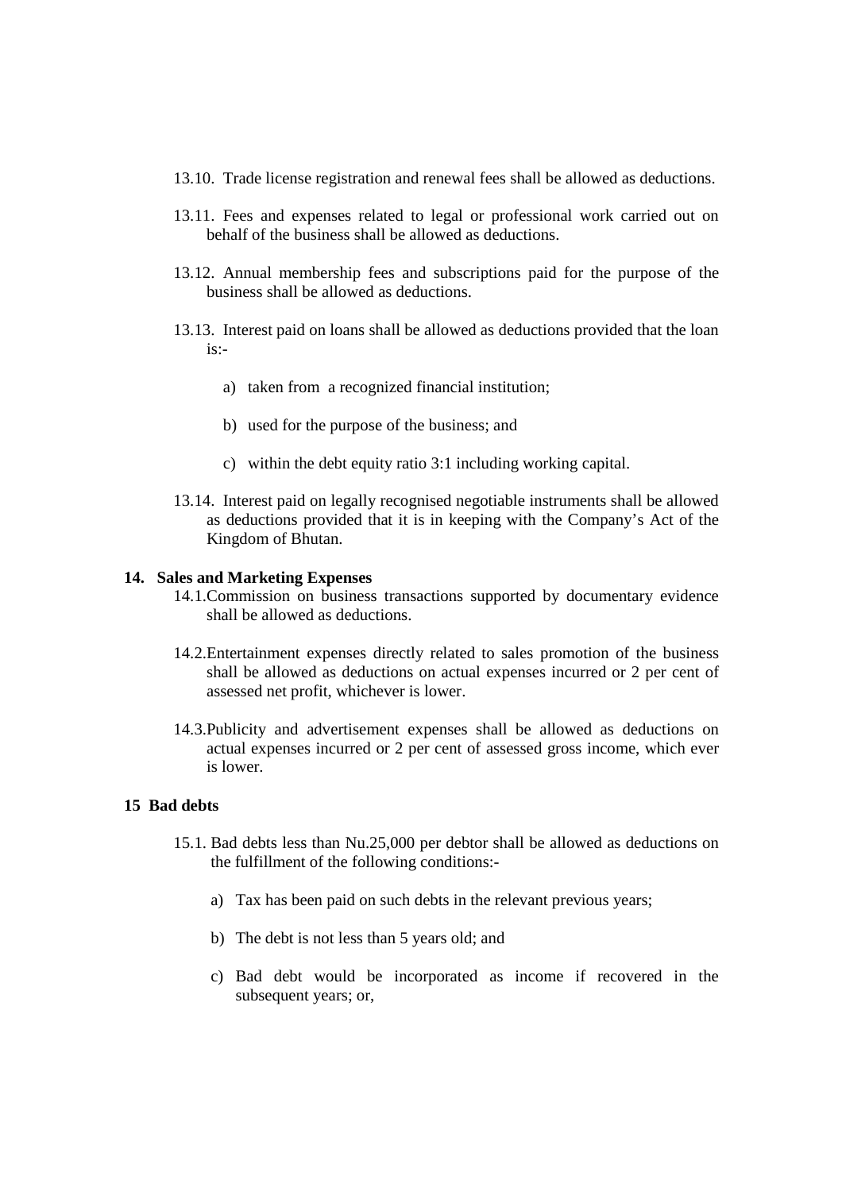13.10. Trade license registration and renewal fees shall be allowed as deductions.

13.11. Fees and expenses related to legal or professional work carried out on behalf of the business shall be allowed as deductions.

13.12. Annual membership fees and subscriptions paid for the purpose of the business shall be allowed as deductions.

13.13. Interest paid on loans shall be allowed as deductions provided that the loan is:-

a) taken from a recognized financial institution;

b) used for the purpose of the business; and

c) within the debt equity ratio 3:1 including working capital.

13.14. Interest paid on legally recognised negotiable instruments shall be allowed as deductions provided that it is in keeping with the Company's Act of the Kingdom of Bhutan.

**14. Sales and Marketing Expenses**

14.1. Commission on business transactions supported by documentary evidence shall be allowed as deductions.

14.2. Entertainment expenses directly related to sales promotion of the business shall be allowed as deductions on actual expenses incurred or 2 per cent of assessed net profit, whichever is lower.

14.3. Publicity and advertisement expenses shall be allowed as deductions on actual expenses incurred or 2 per cent of assessed gross income, which ever is lower.

**15 Bad debts**

15.1. Bad debts less than Nu.25,000 per debtor shall be allowed as deductions on the fulfillment of the following conditions:-

a) Tax has been paid on such debts in the relevant previous years;

b) The debt is not less than 5 years old; and

c) Bad debt would be incorporated as income if recovered in the subsequent years; or,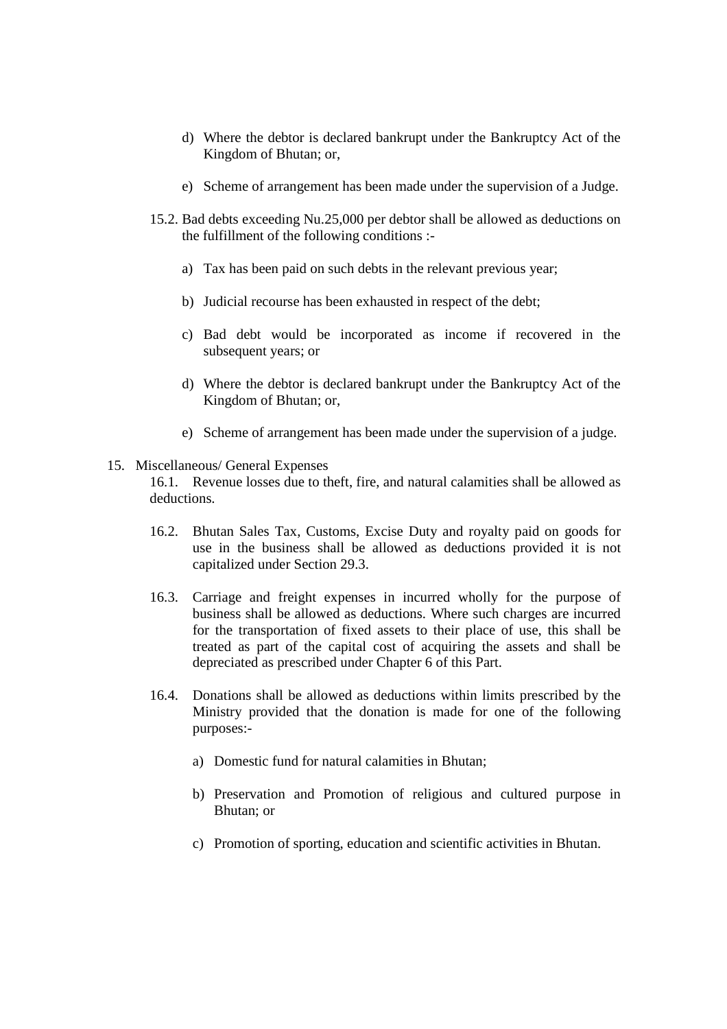d) Where the debtor is declared bankrupt under the Bankruptcy Act of the Kingdom of Bhutan; or,

e) Scheme of arrangement has been made under the supervision of a Judge.

15.2. Bad debts exceeding Nu.25,000 per debtor shall be allowed as deductions on the fulfillment of the following conditions :-

a) Tax has been paid on such debts in the relevant previous year;

b) Judicial recourse has been exhausted in respect of the debt;

c) Bad debt would be incorporated as income if recovered in the subsequent years; or

d) Where the debtor is declared bankrupt under the Bankruptcy Act of the Kingdom of Bhutan; or,

e) Scheme of arrangement has been made under the supervision of a judge.

15. Miscellaneous/ General Expenses

16.1. Revenue losses due to theft, fire, and natural calamities shall be allowed as deductions.

16.2. Bhutan Sales Tax, Customs, Excise Duty and royalty paid on goods for use in the business shall be allowed as deductions provided it is not capitalized under Section 29.3.

16.3. Carriage and freight expenses in incurred wholly for the purpose of business shall be allowed as deductions. Where such charges are incurred for the transportation of fixed assets to their place of use, this shall be treated as part of the capital cost of acquiring the assets and shall be depreciated as prescribed under Chapter 6 of this Part.

16.4. Donations shall be allowed as deductions within limits prescribed by the Ministry provided that the donation is made for one of the following purposes:-

a) Domestic fund for natural calamities in Bhutan;

b) Preservation and Promotion of religious and cultured purpose in Bhutan; or

c) Promotion of sporting, education and scientific activities in Bhutan.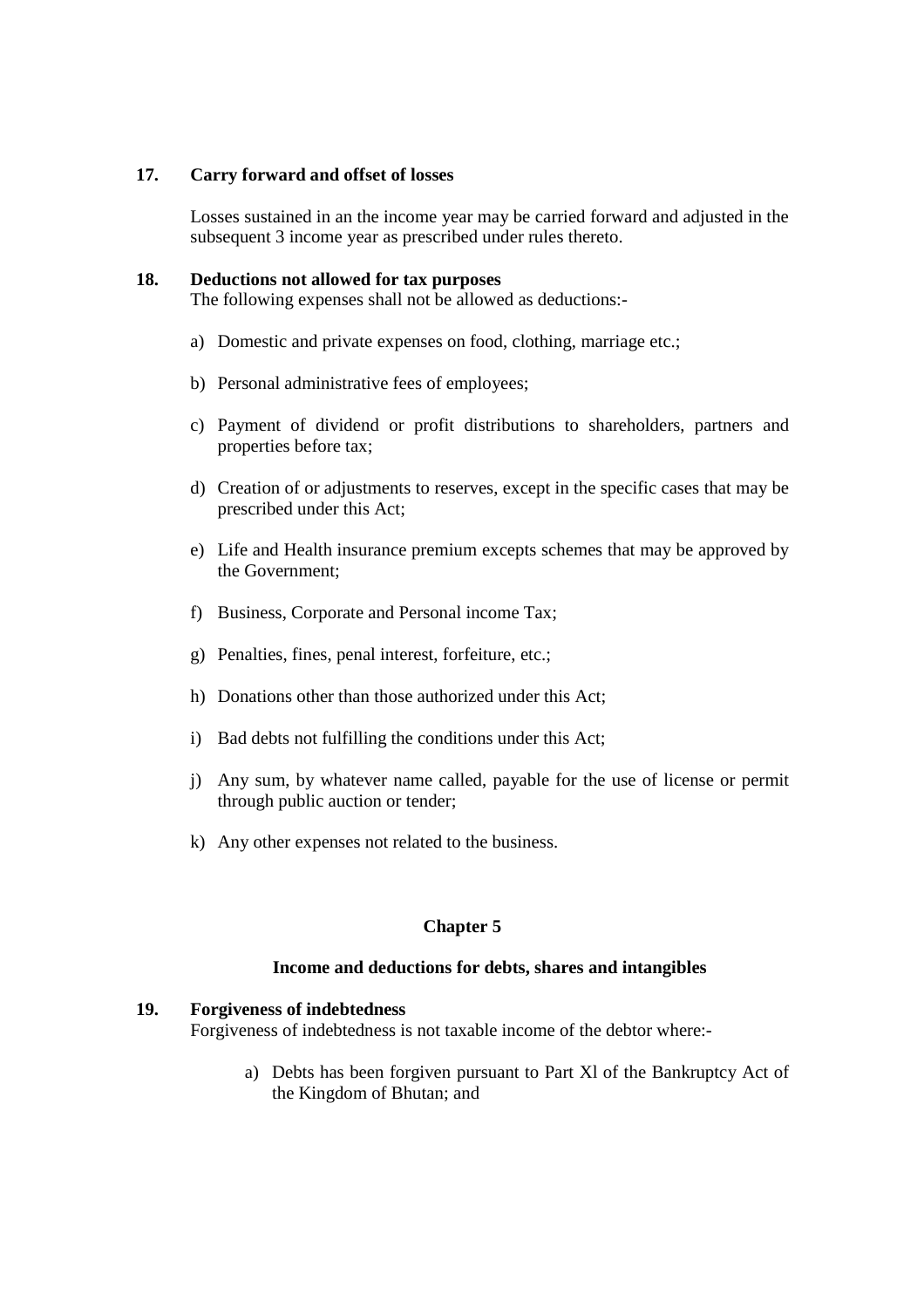**17. Carry forward and offset of losses**

Losses sustained in an the income year may be carried forward and adjusted in the subsequent 3 income year as prescribed under rules thereto.

**18. Deductions not allowed for tax purposes**

The following expenses shall not be allowed as deductions:-

a) Domestic and private expenses on food, clothing, marriage etc.;

b) Personal administrative fees of employees;

c) Payment of dividend or profit distributions to shareholders, partners and properties before tax;

d) Creation of or adjustments to reserves, except in the specific cases that may be prescribed under this Act;

e) Life and Health insurance premium excepts schemes that may be approved by the Government;

f) Business, Corporate and Personal income Tax;

g) Penalties, fines, penal interest, forfeiture, etc.;

h) Donations other than those authorized under this Act;

i) Bad debts not fulfilling the conditions under this Act;

j) Any sum, by whatever name called, payable for the use of license or permit through public auction or tender;

k) Any other expenses not related to the business.

## Chapter 5

### Income and deductions for debts, shares and intangibles

**19. Forgiveness of indebtedness**

Forgiveness of indebtedness is not taxable income of the debtor where:-

a) Debts has been forgiven pursuant to Part Xl of the Bankruptcy Act of the Kingdom of Bhutan; and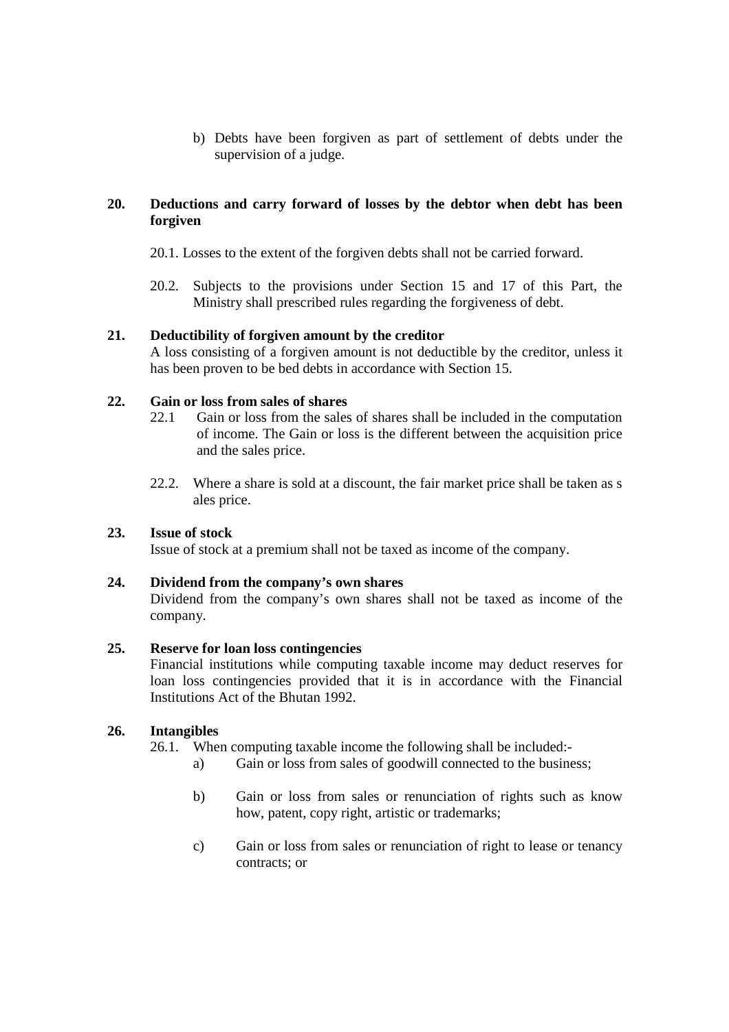b) Debts have been forgiven as part of settlement of debts under the supervision of a judge.

**20. Deductions and carry forward of losses by the debtor when debt has been forgiven**

20.1. Losses to the extent of the forgiven debts shall not be carried forward.

20.2. Subjects to the provisions under Section 15 and 17 of this Part, the Ministry shall prescribed rules regarding the forgiveness of debt.

**21. Deductibility of forgiven amount by the creditor**

A loss consisting of a forgiven amount is not deductible by the creditor, unless it has been proven to be bed debts in accordance with Section 15.

**22. Gain or loss from sales of shares**

22.1 Gain or loss from the sales of shares shall be included in the computation of income. The Gain or loss is the different between the acquisition price and the sales price.

22.2. Where a share is sold at a discount, the fair market price shall be taken as s ales price.

**23. Issue of stock**

Issue of stock at a premium shall not be taxed as income of the company.

**24. Dividend from the company's own shares**

Dividend from the company's own shares shall not be taxed as income of the company.

**25. Reserve for loan loss contingencies**

Financial institutions while computing taxable income may deduct reserves for loan loss contingencies provided that it is in accordance with the Financial Institutions Act of the Bhutan 1992.

**26. Intangibles**

26.1. When computing taxable income the following shall be included:-

a) Gain or loss from sales of goodwill connected to the business;

b) Gain or loss from sales or renunciation of rights such as know how, patent, copy right, artistic or trademarks;

c) Gain or loss from sales or renunciation of right to lease or tenancy contracts; or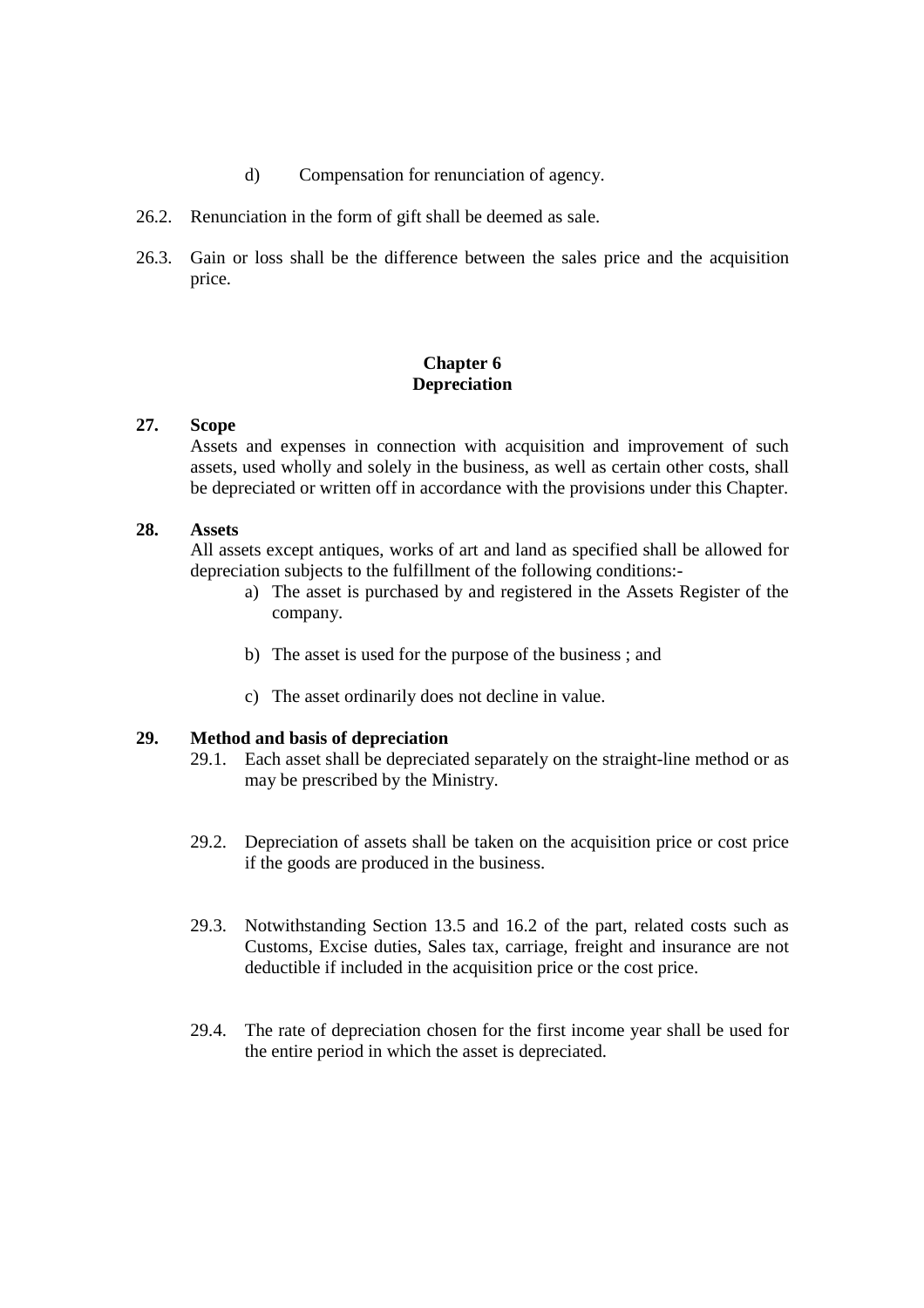d) Compensation for renunciation of agency.

26.2. Renunciation in the form of gift shall be deemed as sale.

26.3. Gain or loss shall be the difference between the sales price and the acquisition price.

## Chapter 6
## Depreciation

**27. Scope**

Assets and expenses in connection with acquisition and improvement of such assets, used wholly and solely in the business, as well as certain other costs, shall be depreciated or written off in accordance with the provisions under this Chapter.

**28. Assets**

All assets except antiques, works of art and land as specified shall be allowed for depreciation subjects to the fulfillment of the following conditions:-

a) The asset is purchased by and registered in the Assets Register of the company.

b) The asset is used for the purpose of the business ; and

c) The asset ordinarily does not decline in value.

**29. Method and basis of depreciation**

29.1. Each asset shall be depreciated separately on the straight-line method or as may be prescribed by the Ministry.

29.2. Depreciation of assets shall be taken on the acquisition price or cost price if the goods are produced in the business.

29.3. Notwithstanding Section 13.5 and 16.2 of the part, related costs such as Customs, Excise duties, Sales tax, carriage, freight and insurance are not deductible if included in the acquisition price or the cost price.

29.4. The rate of depreciation chosen for the first income year shall be used for the entire period in which the asset is depreciated.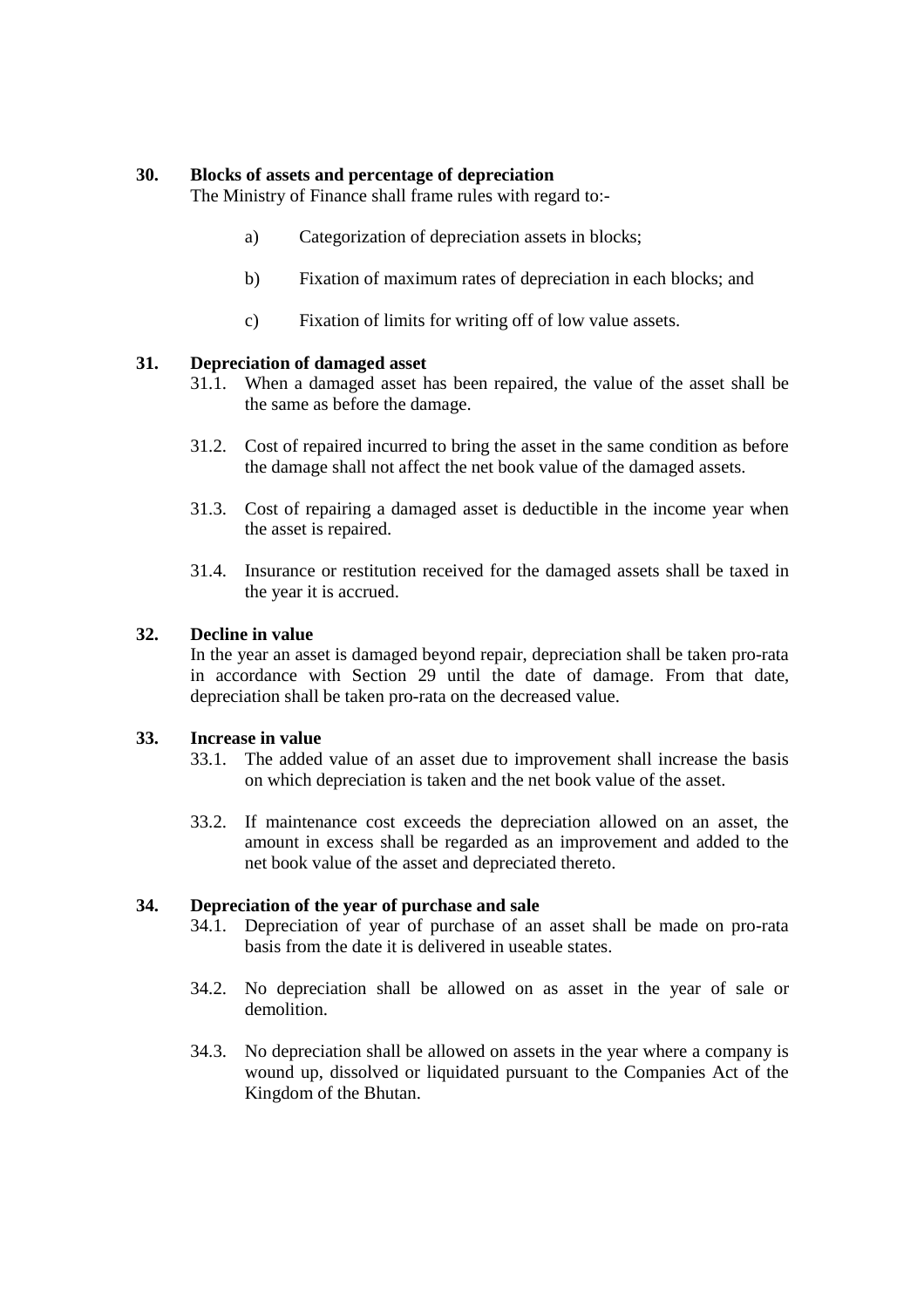**30. Blocks of assets and percentage of depreciation**

The Ministry of Finance shall frame rules with regard to:-

a) Categorization of depreciation assets in blocks;

b) Fixation of maximum rates of depreciation in each blocks; and

c) Fixation of limits for writing off of low value assets.

**31. Depreciation of damaged asset**

31.1. When a damaged asset has been repaired, the value of the asset shall be the same as before the damage.

31.2. Cost of repaired incurred to bring the asset in the same condition as before the damage shall not affect the net book value of the damaged assets.

31.3. Cost of repairing a damaged asset is deductible in the income year when the asset is repaired.

31.4. Insurance or restitution received for the damaged assets shall be taxed in the year it is accrued.

**32. Decline in value**

In the year an asset is damaged beyond repair, depreciation shall be taken pro-rata in accordance with Section 29 until the date of damage. From that date, depreciation shall be taken pro-rata on the decreased value.

**33. Increase in value**

33.1. The added value of an asset due to improvement shall increase the basis on which depreciation is taken and the net book value of the asset.

33.2. If maintenance cost exceeds the depreciation allowed on an asset, the amount in excess shall be regarded as an improvement and added to the net book value of the asset and depreciated thereto.

**34. Depreciation of the year of purchase and sale**

34.1. Depreciation of year of purchase of an asset shall be made on pro-rata basis from the date it is delivered in useable states.

34.2. No depreciation shall be allowed on as asset in the year of sale or demolition.

34.3. No depreciation shall be allowed on assets in the year where a company is wound up, dissolved or liquidated pursuant to the Companies Act of the Kingdom of the Bhutan.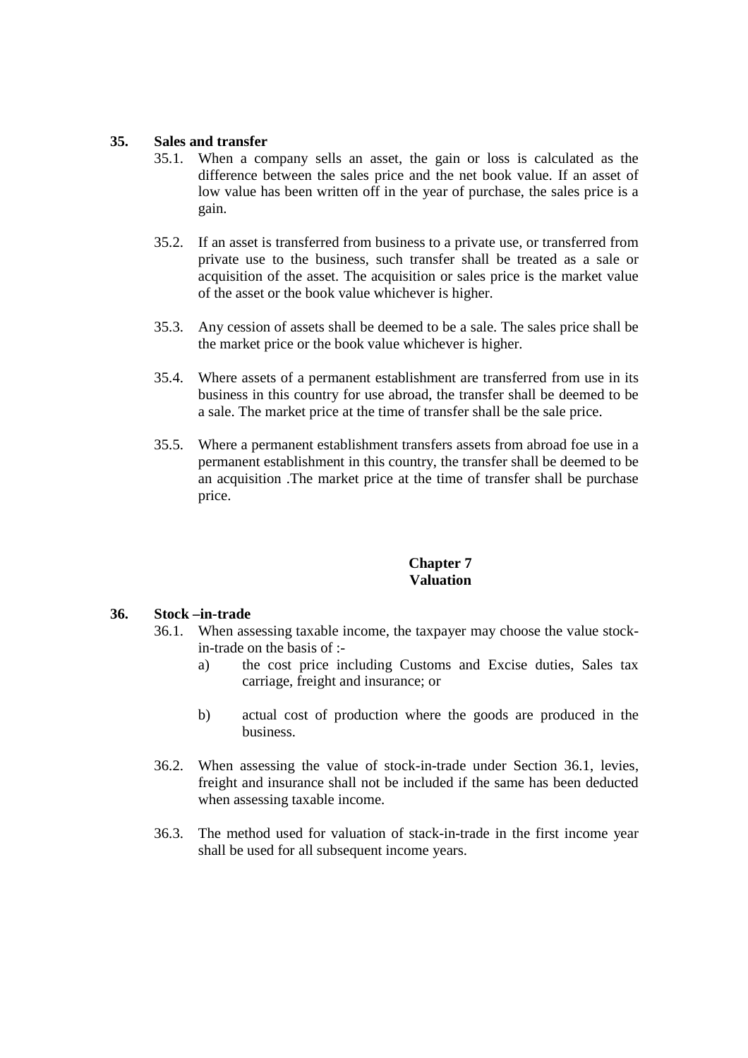**35. Sales and transfer**

35.1. When a company sells an asset, the gain or loss is calculated as the difference between the sales price and the net book value. If an asset of low value has been written off in the year of purchase, the sales price is a gain.

35.2. If an asset is transferred from business to a private use, or transferred from private use to the business, such transfer shall be treated as a sale or acquisition of the asset. The acquisition or sales price is the market value of the asset or the book value whichever is higher.

35.3. Any cession of assets shall be deemed to be a sale. The sales price shall be the market price or the book value whichever is higher.

35.4. Where assets of a permanent establishment are transferred from use in its business in this country for use abroad, the transfer shall be deemed to be a sale. The market price at the time of transfer shall be the sale price.

35.5. Where a permanent establishment transfers assets from abroad foe use in a permanent establishment in this country, the transfer shall be deemed to be an acquisition .The market price at the time of transfer shall be purchase price.

## Chapter 7
## Valuation

**36. Stock –in-trade**

36.1. When assessing taxable income, the taxpayer may choose the value stock-in-trade on the basis of :-

a) the cost price including Customs and Excise duties, Sales tax carriage, freight and insurance; or

b) actual cost of production where the goods are produced in the business.

36.2. When assessing the value of stock-in-trade under Section 36.1, levies, freight and insurance shall not be included if the same has been deducted when assessing taxable income.

36.3. The method used for valuation of stack-in-trade in the first income year shall be used for all subsequent income years.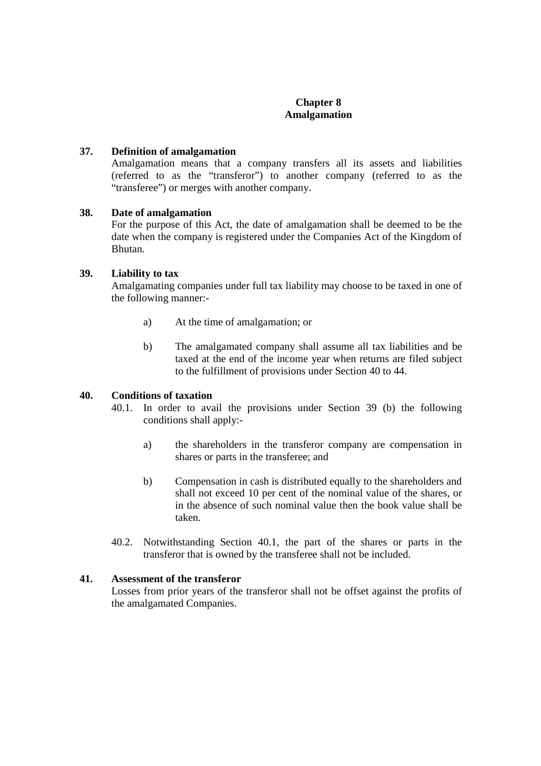## Chapter 8
## Amalgamation

**37. Definition of amalgamation**

Amalgamation means that a company transfers all its assets and liabilities (referred to as the "transferor") to another company (referred to as the "transferee") or merges with another company.

**38. Date of amalgamation**

For the purpose of this Act, the date of amalgamation shall be deemed to be the date when the company is registered under the Companies Act of the Kingdom of Bhutan.

**39. Liability to tax**

Amalgamating companies under full tax liability may choose to be taxed in one of the following manner:-

a) At the time of amalgamation; or

b) The amalgamated company shall assume all tax liabilities and be taxed at the end of the income year when returns are filed subject to the fulfillment of provisions under Section 40 to 44.

**40. Conditions of taxation**

40.1. In order to avail the provisions under Section 39 (b) the following conditions shall apply:-

a) the shareholders in the transferor company are compensation in shares or parts in the transferee; and

b) Compensation in cash is distributed equally to the shareholders and shall not exceed 10 per cent of the nominal value of the shares, or in the absence of such nominal value then the book value shall be taken.

40.2. Notwithstanding Section 40.1, the part of the shares or parts in the transferor that is owned by the transferee shall not be included.

**41. Assessment of the transferor**

Losses from prior years of the transferor shall not be offset against the profits of the amalgamated Companies.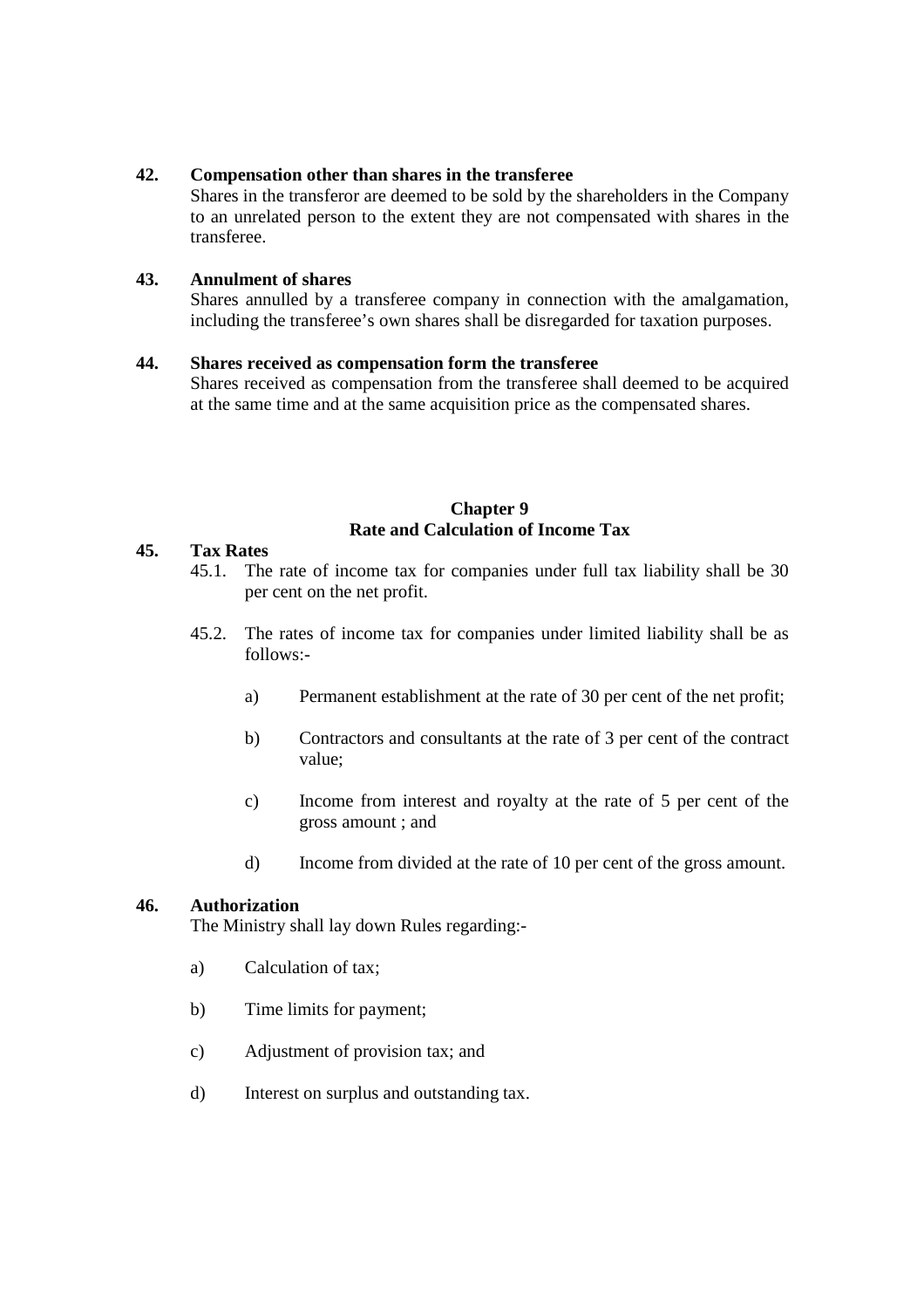**42. Compensation other than shares in the transferee**

Shares in the transferor are deemed to be sold by the shareholders in the Company to an unrelated person to the extent they are not compensated with shares in the transferee.

**43. Annulment of shares**

Shares annulled by a transferee company in connection with the amalgamation, including the transferee's own shares shall be disregarded for taxation purposes.

**44. Shares received as compensation form the transferee**

Shares received as compensation from the transferee shall deemed to be acquired at the same time and at the same acquisition price as the compensated shares.

## Chapter 9
## Rate and Calculation of Income Tax

**45. Tax Rates**

45.1. The rate of income tax for companies under full tax liability shall be 30 per cent on the net profit.

45.2. The rates of income tax for companies under limited liability shall be as follows:-

a) Permanent establishment at the rate of 30 per cent of the net profit;

b) Contractors and consultants at the rate of 3 per cent of the contract value;

c) Income from interest and royalty at the rate of 5 per cent of the gross amount ; and

d) Income from divided at the rate of 10 per cent of the gross amount.

**46. Authorization**

The Ministry shall lay down Rules regarding:-

a) Calculation of tax;

b) Time limits for payment;

c) Adjustment of provision tax; and

d) Interest on surplus and outstanding tax.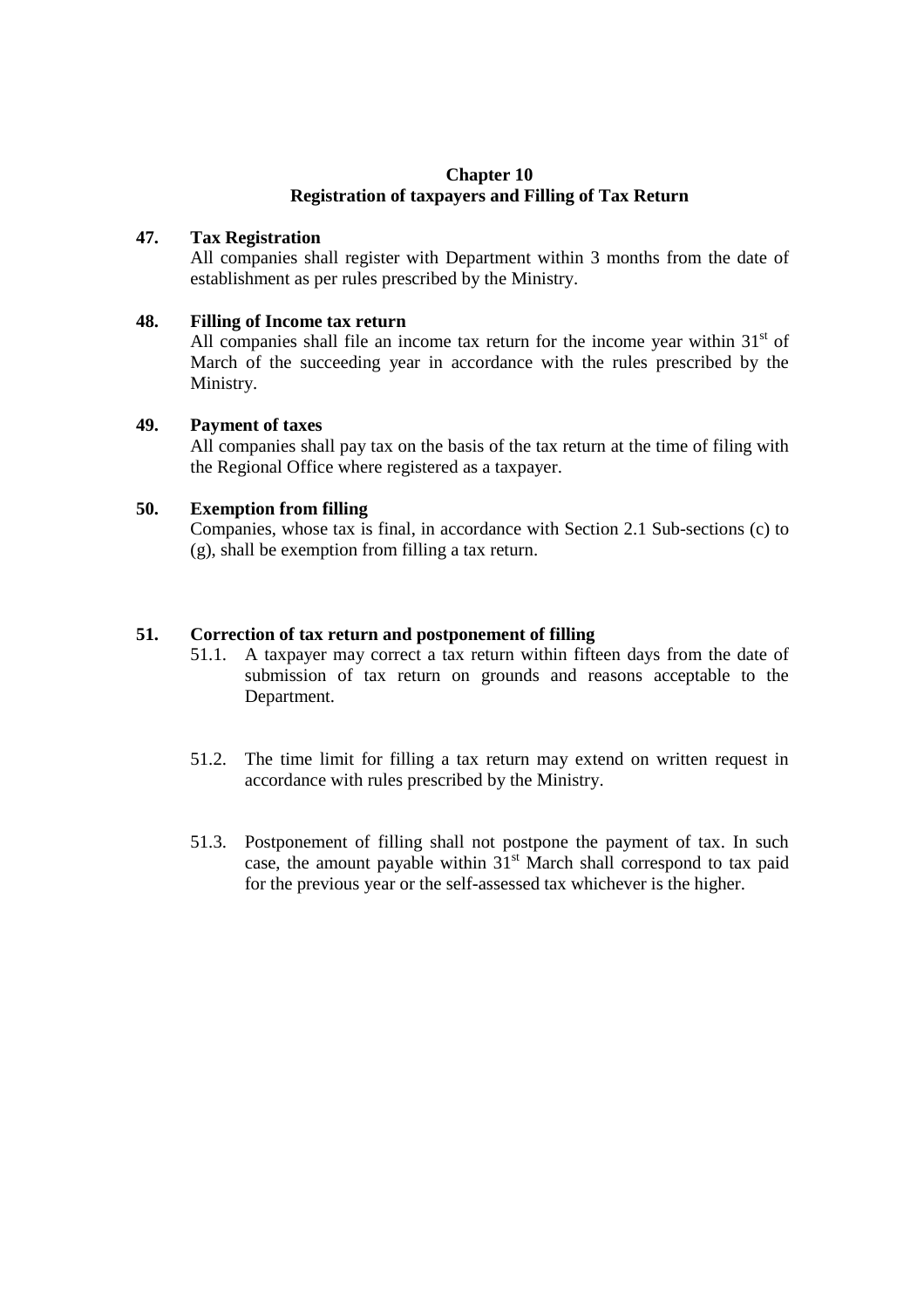## Chapter 10
## Registration of taxpayers and Filling of Tax Return

### 47. Tax Registration

All companies shall register with Department within 3 months from the date of establishment as per rules prescribed by the Ministry.

### 48. Filling of Income tax return

All companies shall file an income tax return for the income year within 31st of March of the succeeding year in accordance with the rules prescribed by the Ministry.

### 49. Payment of taxes

All companies shall pay tax on the basis of the tax return at the time of filing with the Regional Office where registered as a taxpayer.

### 50. Exemption from filling

Companies, whose tax is final, in accordance with Section 2.1 Sub-sections (c) to (g), shall be exemption from filling a tax return.

### 51. Correction of tax return and postponement of filling

51.1. A taxpayer may correct a tax return within fifteen days from the date of submission of tax return on grounds and reasons acceptable to the Department.

51.2. The time limit for filling a tax return may extend on written request in accordance with rules prescribed by the Ministry.

51.3. Postponement of filling shall not postpone the payment of tax. In such case, the amount payable within 31st March shall correspond to tax paid for the previous year or the self-assessed tax whichever is the higher.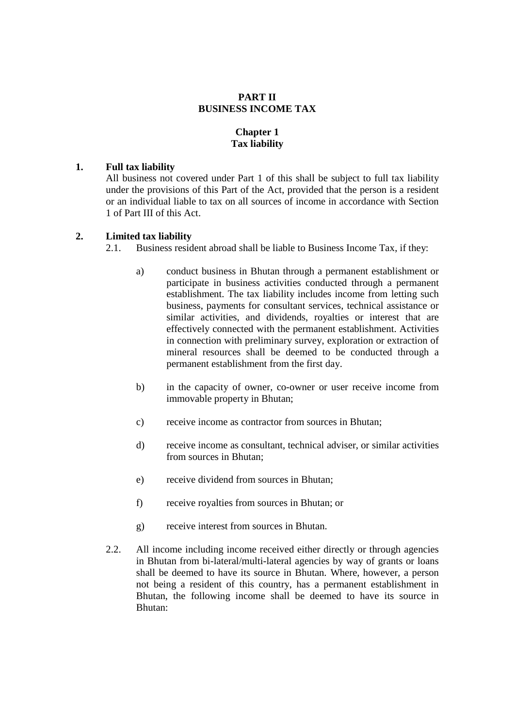# PART II
# BUSINESS INCOME TAX

## Chapter 1
## Tax liability

### 1. Full tax liability

All business not covered under Part 1 of this shall be subject to full tax liability under the provisions of this Part of the Act, provided that the person is a resident or an individual liable to tax on all sources of income in accordance with Section 1 of Part III of this Act.

### 2. Limited tax liability

2.1. Business resident abroad shall be liable to Business Income Tax, if they:

a) conduct business in Bhutan through a permanent establishment or participate in business activities conducted through a permanent establishment. The tax liability includes income from letting such business, payments for consultant services, technical assistance or similar activities, and dividends, royalties or interest that are effectively connected with the permanent establishment. Activities in connection with preliminary survey, exploration or extraction of mineral resources shall be deemed to be conducted through a permanent establishment from the first day.

b) in the capacity of owner, co-owner or user receive income from immovable property in Bhutan;

c) receive income as contractor from sources in Bhutan;

d) receive income as consultant, technical adviser, or similar activities from sources in Bhutan;

e) receive dividend from sources in Bhutan;

f) receive royalties from sources in Bhutan; or

g) receive interest from sources in Bhutan.

2.2. All income including income received either directly or through agencies in Bhutan from bi-lateral/multi-lateral agencies by way of grants or loans shall be deemed to have its source in Bhutan. Where, however, a person not being a resident of this country, has a permanent establishment in Bhutan, the following income shall be deemed to have its source in Bhutan: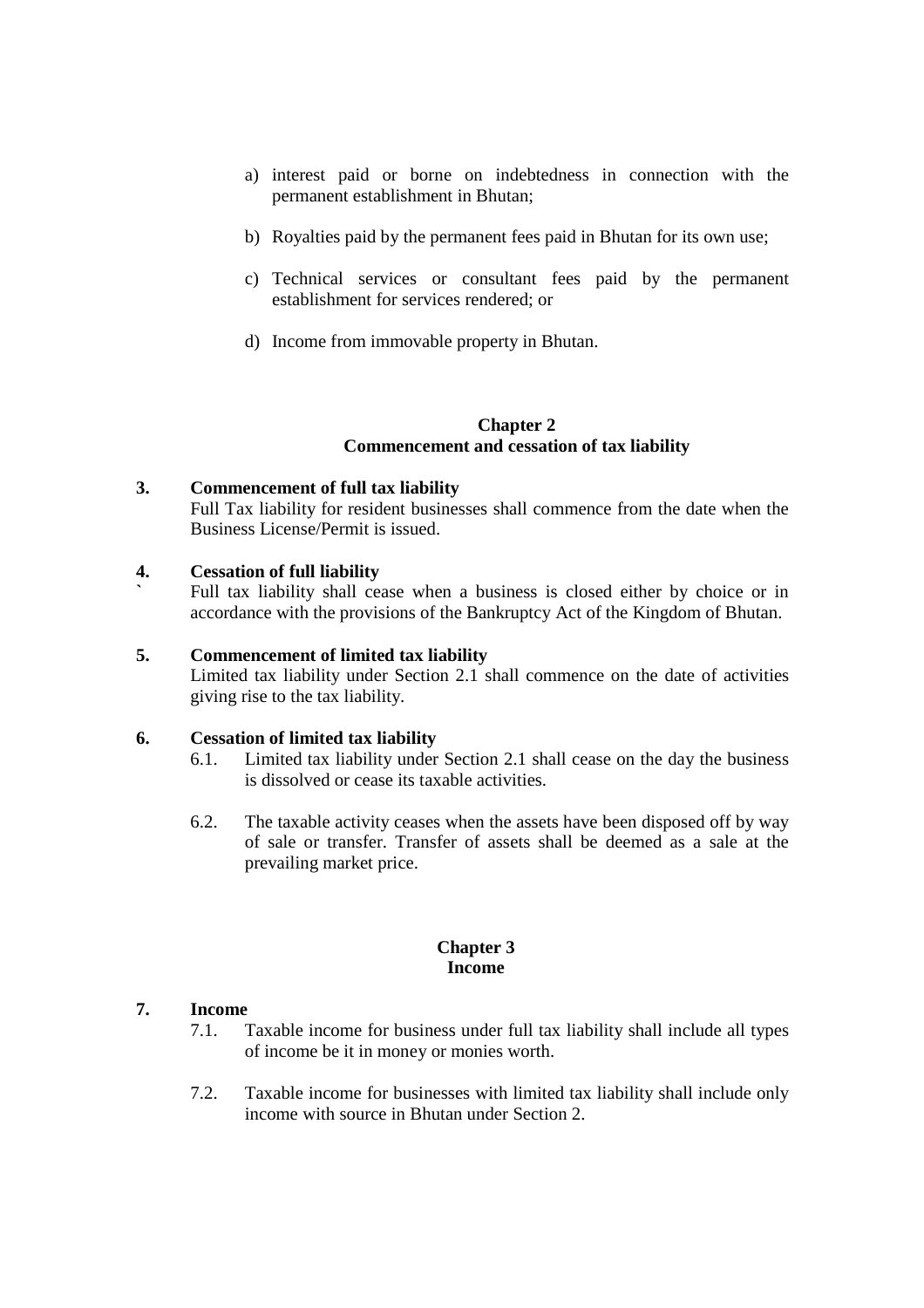a) interest paid or borne on indebtedness in connection with the permanent establishment in Bhutan;

b) Royalties paid by the permanent fees paid in Bhutan for its own use;

c) Technical services or consultant fees paid by the permanent establishment for services rendered; or

d) Income from immovable property in Bhutan.

## Chapter 2
## Commencement and cessation of tax liability

**3. Commencement of full tax liability**

Full Tax liability for resident businesses shall commence from the date when the Business License/Permit is issued.

**4. Cessation of full liability**

Full tax liability shall cease when a business is closed either by choice or in accordance with the provisions of the Bankruptcy Act of the Kingdom of Bhutan.

**5. Commencement of limited tax liability**

Limited tax liability under Section 2.1 shall commence on the date of activities giving rise to the tax liability.

**6. Cessation of limited tax liability**

6.1. Limited tax liability under Section 2.1 shall cease on the day the business is dissolved or cease its taxable activities.

6.2. The taxable activity ceases when the assets have been disposed off by way of sale or transfer. Transfer of assets shall be deemed as a sale at the prevailing market price.

## Chapter 3
## Income

**7. Income**

7.1. Taxable income for business under full tax liability shall include all types of income be it in money or monies worth.

7.2. Taxable income for businesses with limited tax liability shall include only income with source in Bhutan under Section 2.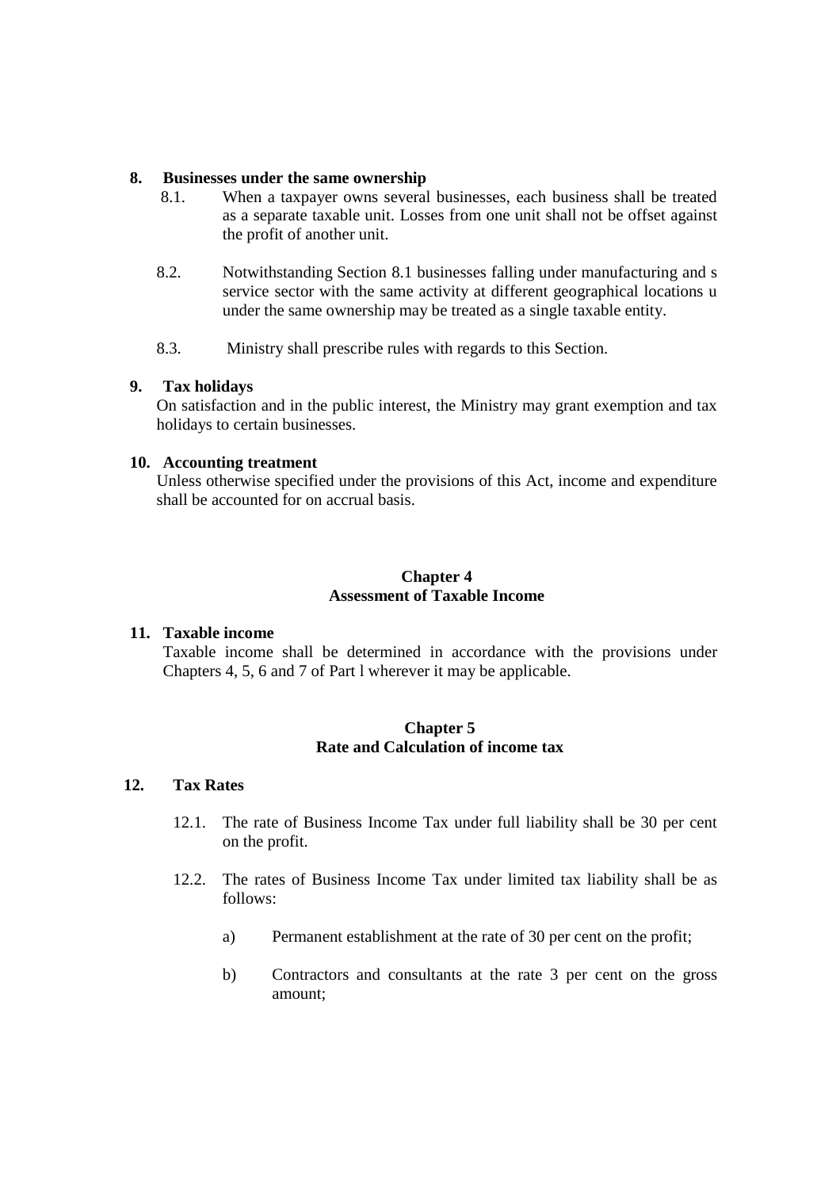**8. Businesses under the same ownership**

8.1. When a taxpayer owns several businesses, each business shall be treated as a separate taxable unit. Losses from one unit shall not be offset against the profit of another unit.

8.2. Notwithstanding Section 8.1 businesses falling under manufacturing and s service sector with the same activity at different geographical locations u under the same ownership may be treated as a single taxable entity.

8.3. Ministry shall prescribe rules with regards to this Section.

**9. Tax holidays**

On satisfaction and in the public interest, the Ministry may grant exemption and tax holidays to certain businesses.

**10. Accounting treatment**

Unless otherwise specified under the provisions of this Act, income and expenditure shall be accounted for on accrual basis.

## Chapter 4
## Assessment of Taxable Income

**11. Taxable income**

Taxable income shall be determined in accordance with the provisions under Chapters 4, 5, 6 and 7 of Part l wherever it may be applicable.

## Chapter 5
## Rate and Calculation of income tax

**12. Tax Rates**

12.1. The rate of Business Income Tax under full liability shall be 30 per cent on the profit.

12.2. The rates of Business Income Tax under limited tax liability shall be as follows:

a) Permanent establishment at the rate of 30 per cent on the profit;

b) Contractors and consultants at the rate 3 per cent on the gross amount;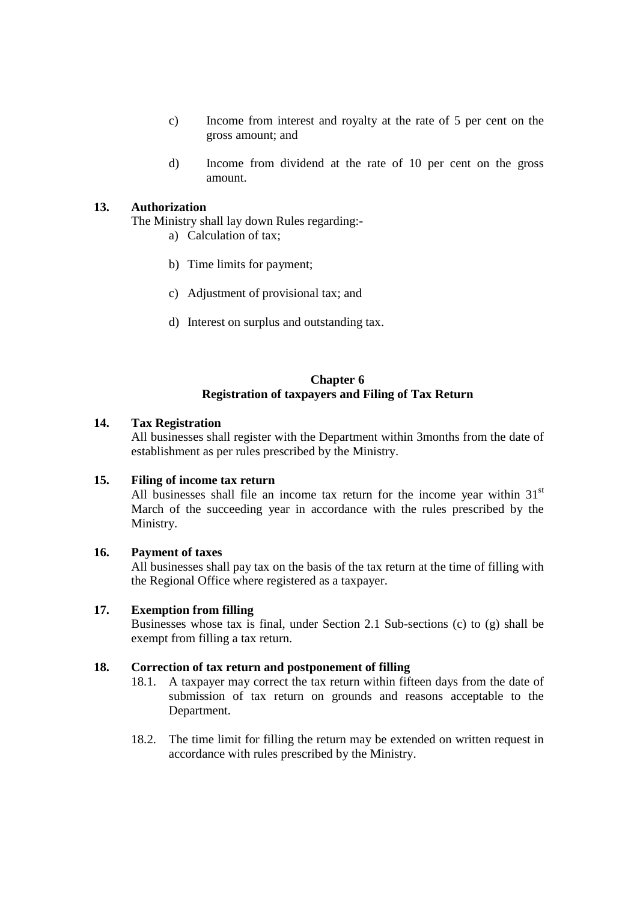c) Income from interest and royalty at the rate of 5 per cent on the gross amount; and

d) Income from dividend at the rate of 10 per cent on the gross amount.

**13. Authorization**

The Ministry shall lay down Rules regarding:-

a) Calculation of tax;

b) Time limits for payment;

c) Adjustment of provisional tax; and

d) Interest on surplus and outstanding tax.

## Chapter 6
## Registration of taxpayers and Filing of Tax Return

**14. Tax Registration**

All businesses shall register with the Department within 3months from the date of establishment as per rules prescribed by the Ministry.

**15. Filing of income tax return**

All businesses shall file an income tax return for the income year within 31st March of the succeeding year in accordance with the rules prescribed by the Ministry.

**16. Payment of taxes**

All businesses shall pay tax on the basis of the tax return at the time of filling with the Regional Office where registered as a taxpayer.

**17. Exemption from filling**

Businesses whose tax is final, under Section 2.1 Sub-sections (c) to (g) shall be exempt from filling a tax return.

**18. Correction of tax return and postponement of filling**

18.1. A taxpayer may correct the tax return within fifteen days from the date of submission of tax return on grounds and reasons acceptable to the Department.

18.2. The time limit for filling the return may be extended on written request in accordance with rules prescribed by the Ministry.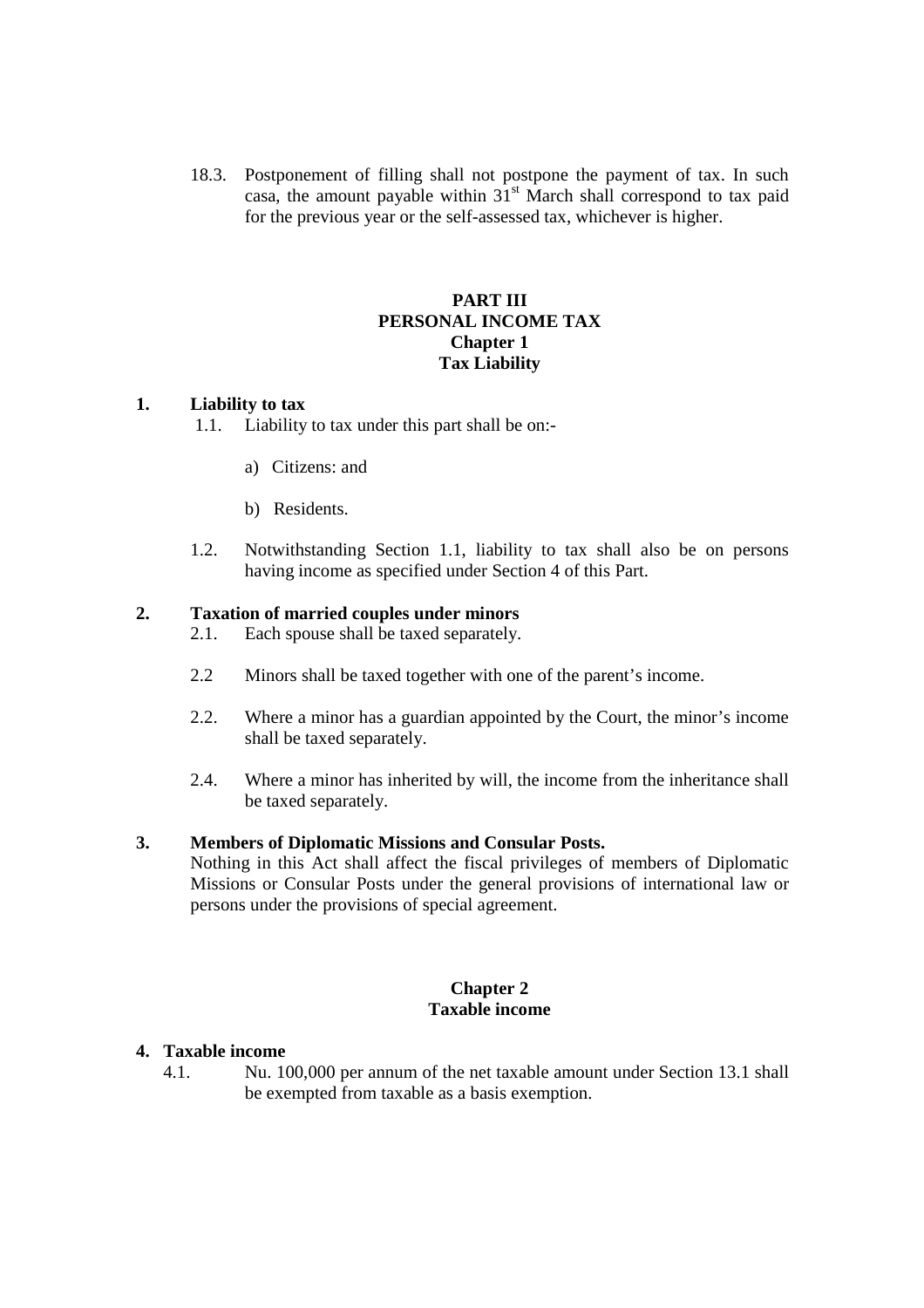18.3. Postponement of filling shall not postpone the payment of tax. In such casa, the amount payable within 31st March shall correspond to tax paid for the previous year or the self-assessed tax, whichever is higher.

# PART III
# PERSONAL INCOME TAX
## Chapter 1
## Tax Liability

### 1. Liability to tax

1.1. Liability to tax under this part shall be on:-

a) Citizens: and

b) Residents.

1.2. Notwithstanding Section 1.1, liability to tax shall also be on persons having income as specified under Section 4 of this Part.

### 2. Taxation of married couples under minors

2.1. Each spouse shall be taxed separately.

2.2 Minors shall be taxed together with one of the parent's income.

2.2. Where a minor has a guardian appointed by the Court, the minor's income shall be taxed separately.

2.4. Where a minor has inherited by will, the income from the inheritance shall be taxed separately.

### 3. Members of Diplomatic Missions and Consular Posts.

Nothing in this Act shall affect the fiscal privileges of members of Diplomatic Missions or Consular Posts under the general provisions of international law or persons under the provisions of special agreement.

## Chapter 2
## Taxable income

### 4. Taxable income

4.1. Nu. 100,000 per annum of the net taxable amount under Section 13.1 shall be exempted from taxable as a basis exemption.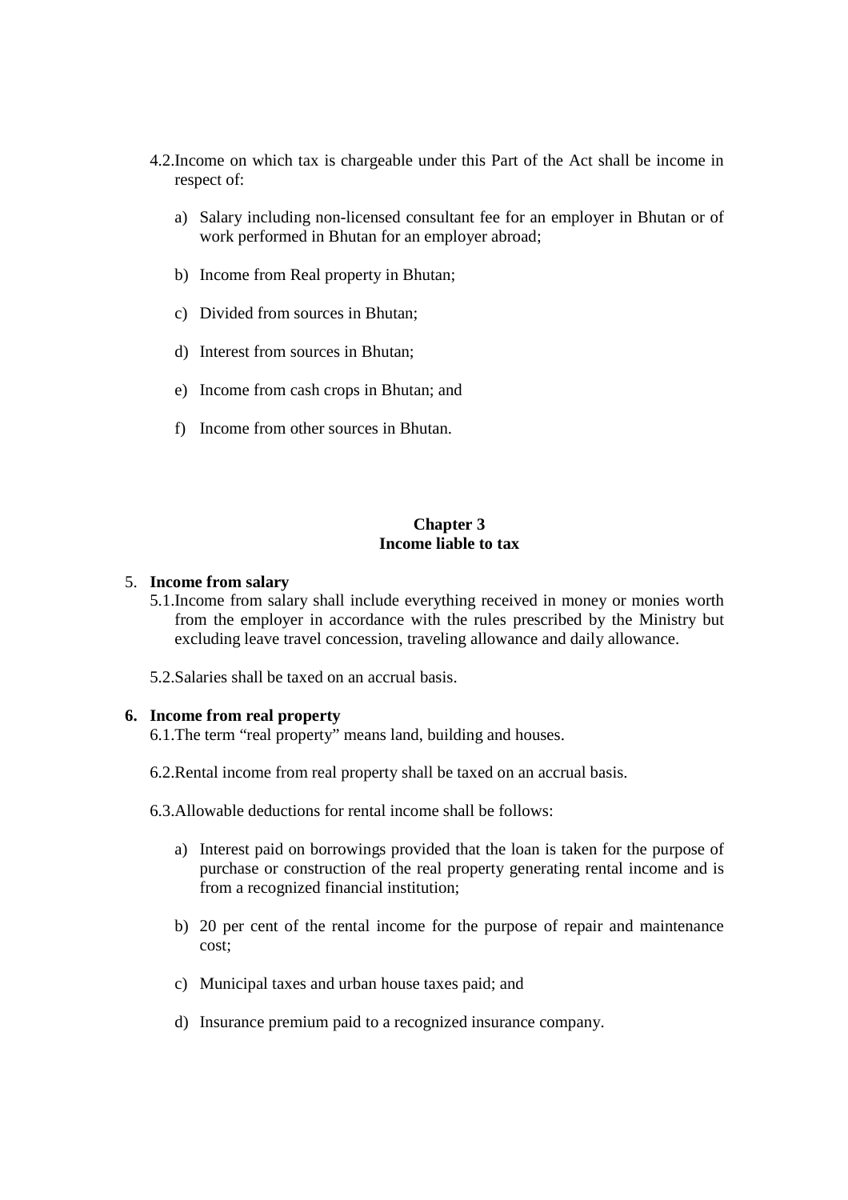4.2. Income on which tax is chargeable under this Part of the Act shall be income in respect of:

a) Salary including non-licensed consultant fee for an employer in Bhutan or of work performed in Bhutan for an employer abroad;

b) Income from Real property in Bhutan;

c) Divided from sources in Bhutan;

d) Interest from sources in Bhutan;

e) Income from cash crops in Bhutan; and

f) Income from other sources in Bhutan.

## Chapter 3
## Income liable to tax

5. **Income from salary**

5.1. Income from salary shall include everything received in money or monies worth from the employer in accordance with the rules prescribed by the Ministry but excluding leave travel concession, traveling allowance and daily allowance.

5.2. Salaries shall be taxed on an accrual basis.

**6. Income from real property**

6.1. The term "real property" means land, building and houses.

6.2. Rental income from real property shall be taxed on an accrual basis.

6.3. Allowable deductions for rental income shall be follows:

a) Interest paid on borrowings provided that the loan is taken for the purpose of purchase or construction of the real property generating rental income and is from a recognized financial institution;

b) 20 per cent of the rental income for the purpose of repair and maintenance cost;

c) Municipal taxes and urban house taxes paid; and

d) Insurance premium paid to a recognized insurance company.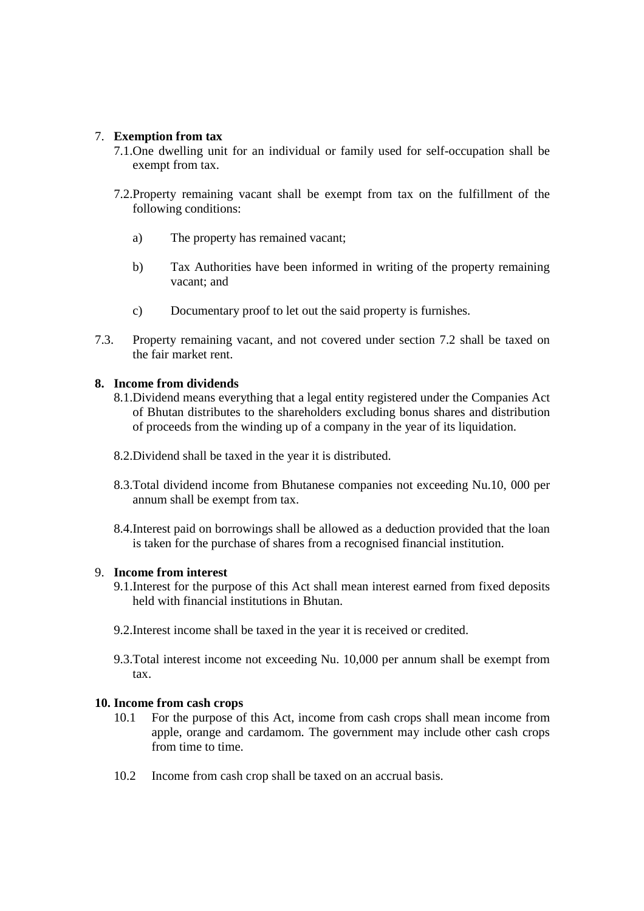7. **Exemption from tax**

   7.1.One dwelling unit for an individual or family used for self-occupation shall be exempt from tax.

   7.2.Property remaining vacant shall be exempt from tax on the fulfillment of the following conditions:

   a) The property has remained vacant;

   b) Tax Authorities have been informed in writing of the property remaining vacant; and

   c) Documentary proof to let out the said property is furnishes.

7.3. Property remaining vacant, and not covered under section 7.2 shall be taxed on the fair market rent.

**8. Income from dividends**

8.1.Dividend means everything that a legal entity registered under the Companies Act of Bhutan distributes to the shareholders excluding bonus shares and distribution of proceeds from the winding up of a company in the year of its liquidation.

8.2.Dividend shall be taxed in the year it is distributed.

8.3.Total dividend income from Bhutanese companies not exceeding Nu.10, 000 per annum shall be exempt from tax.

8.4.Interest paid on borrowings shall be allowed as a deduction provided that the loan is taken for the purchase of shares from a recognised financial institution.

9. **Income from interest**

9.1.Interest for the purpose of this Act shall mean interest earned from fixed deposits held with financial institutions in Bhutan.

9.2.Interest income shall be taxed in the year it is received or credited.

9.3.Total interest income not exceeding Nu. 10,000 per annum shall be exempt from tax.

**10. Income from cash crops**

10.1 For the purpose of this Act, income from cash crops shall mean income from apple, orange and cardamom. The government may include other cash crops from time to time.

10.2 Income from cash crop shall be taxed on an accrual basis.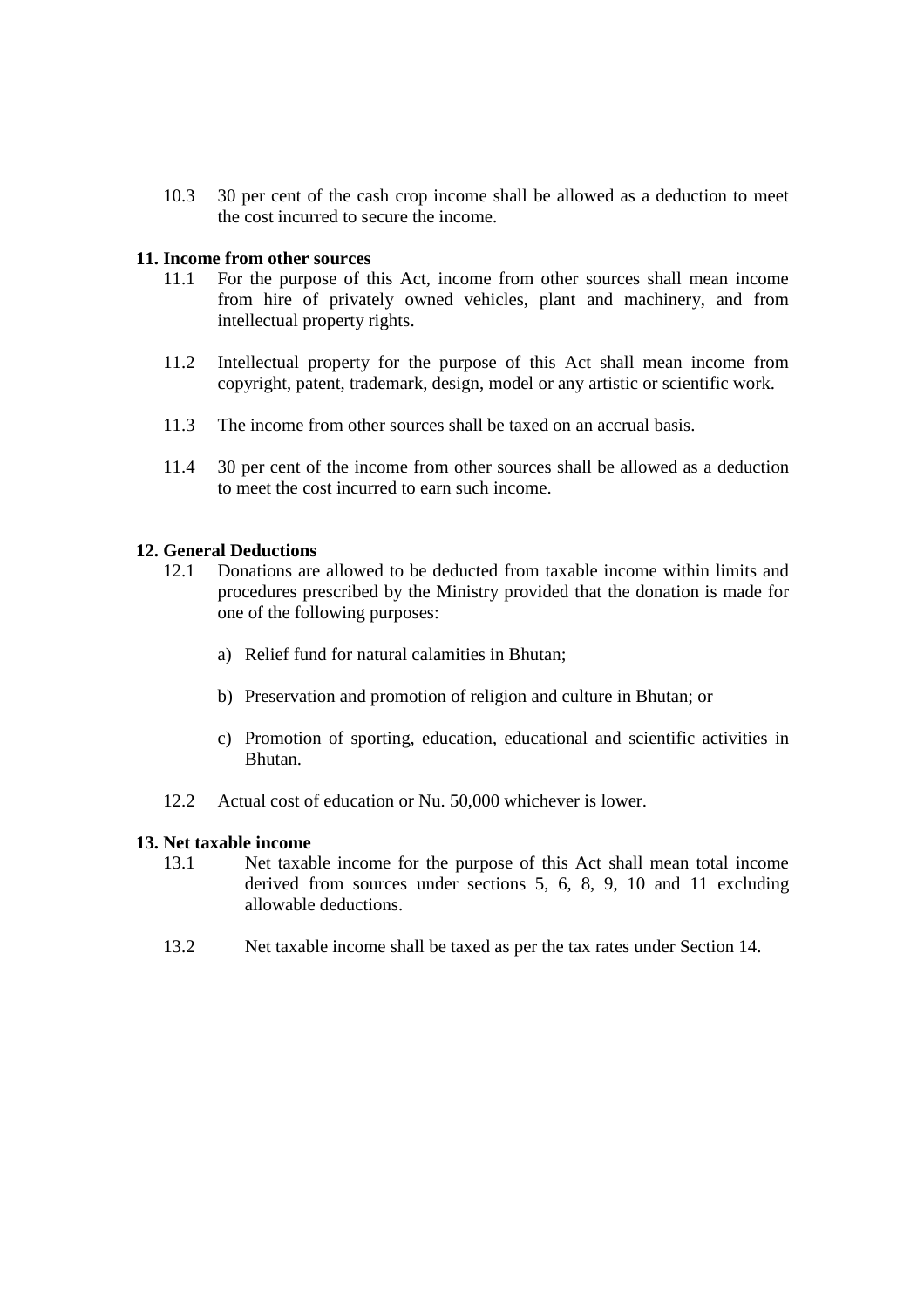10.3 30 per cent of the cash crop income shall be allowed as a deduction to meet the cost incurred to secure the income.

**11. Income from other sources**

11.1 For the purpose of this Act, income from other sources shall mean income from hire of privately owned vehicles, plant and machinery, and from intellectual property rights.

11.2 Intellectual property for the purpose of this Act shall mean income from copyright, patent, trademark, design, model or any artistic or scientific work.

11.3 The income from other sources shall be taxed on an accrual basis.

11.4 30 per cent of the income from other sources shall be allowed as a deduction to meet the cost incurred to earn such income.

**12. General Deductions**

12.1 Donations are allowed to be deducted from taxable income within limits and procedures prescribed by the Ministry provided that the donation is made for one of the following purposes:

a) Relief fund for natural calamities in Bhutan;

b) Preservation and promotion of religion and culture in Bhutan; or

c) Promotion of sporting, education, educational and scientific activities in Bhutan.

12.2 Actual cost of education or Nu. 50,000 whichever is lower.

**13. Net taxable income**

13.1 Net taxable income for the purpose of this Act shall mean total income derived from sources under sections 5, 6, 8, 9, 10 and 11 excluding allowable deductions.

13.2 Net taxable income shall be taxed as per the tax rates under Section 14.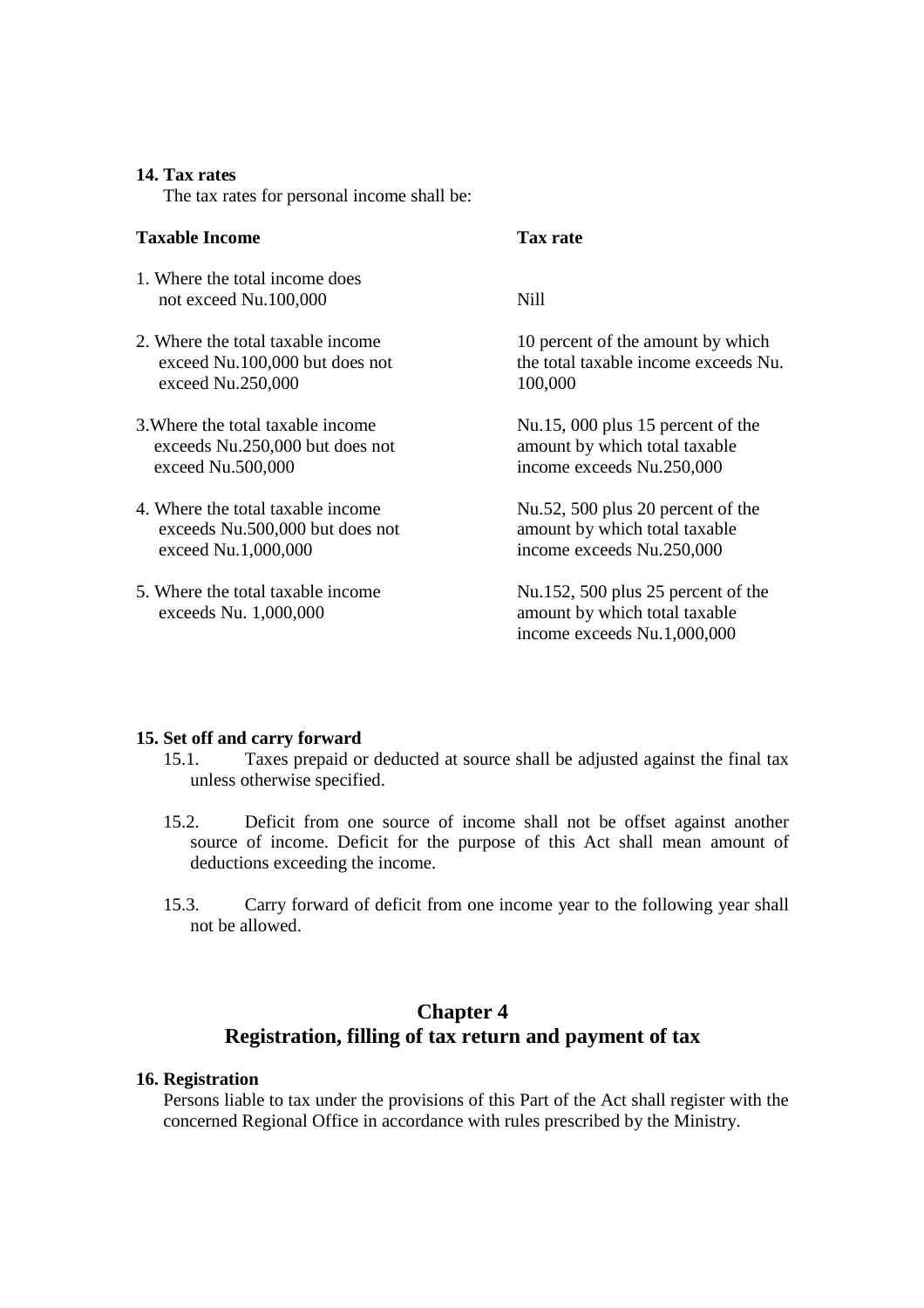**14. Tax rates**

The tax rates for personal income shall be:

| Taxable Income | Tax rate |
|---|---|
| 1. Where the total income does not exceed Nu.100,000 | Nill |
| 2. Where the total taxable income exceed Nu.100,000 but does not exceed Nu.250,000 | 10 percent of the amount by which the total taxable income exceeds Nu. 100,000 |
| 3.Where the total taxable income exceeds Nu.250,000 but does not exceed Nu.500,000 | Nu.15, 000 plus 15 percent of the amount by which total taxable income exceeds Nu.250,000 |
| 4. Where the total taxable income exceeds Nu.500,000 but does not exceed Nu.1,000,000 | Nu.52, 500 plus 20 percent of the amount by which total taxable income exceeds Nu.250,000 |
| 5. Where the total taxable income exceeds Nu. 1,000,000 | Nu.152, 500 plus 25 percent of the amount by which total taxable income exceeds Nu.1,000,000 |

**15. Set off and carry forward**

15.1. Taxes prepaid or deducted at source shall be adjusted against the final tax unless otherwise specified.

15.2. Deficit from one source of income shall not be offset against another source of income. Deficit for the purpose of this Act shall mean amount of deductions exceeding the income.

15.3. Carry forward of deficit from one income year to the following year shall not be allowed.

## Chapter 4
## Registration, filling of tax return and payment of tax

**16. Registration**

Persons liable to tax under the provisions of this Part of the Act shall register with the concerned Regional Office in accordance with rules prescribed by the Ministry.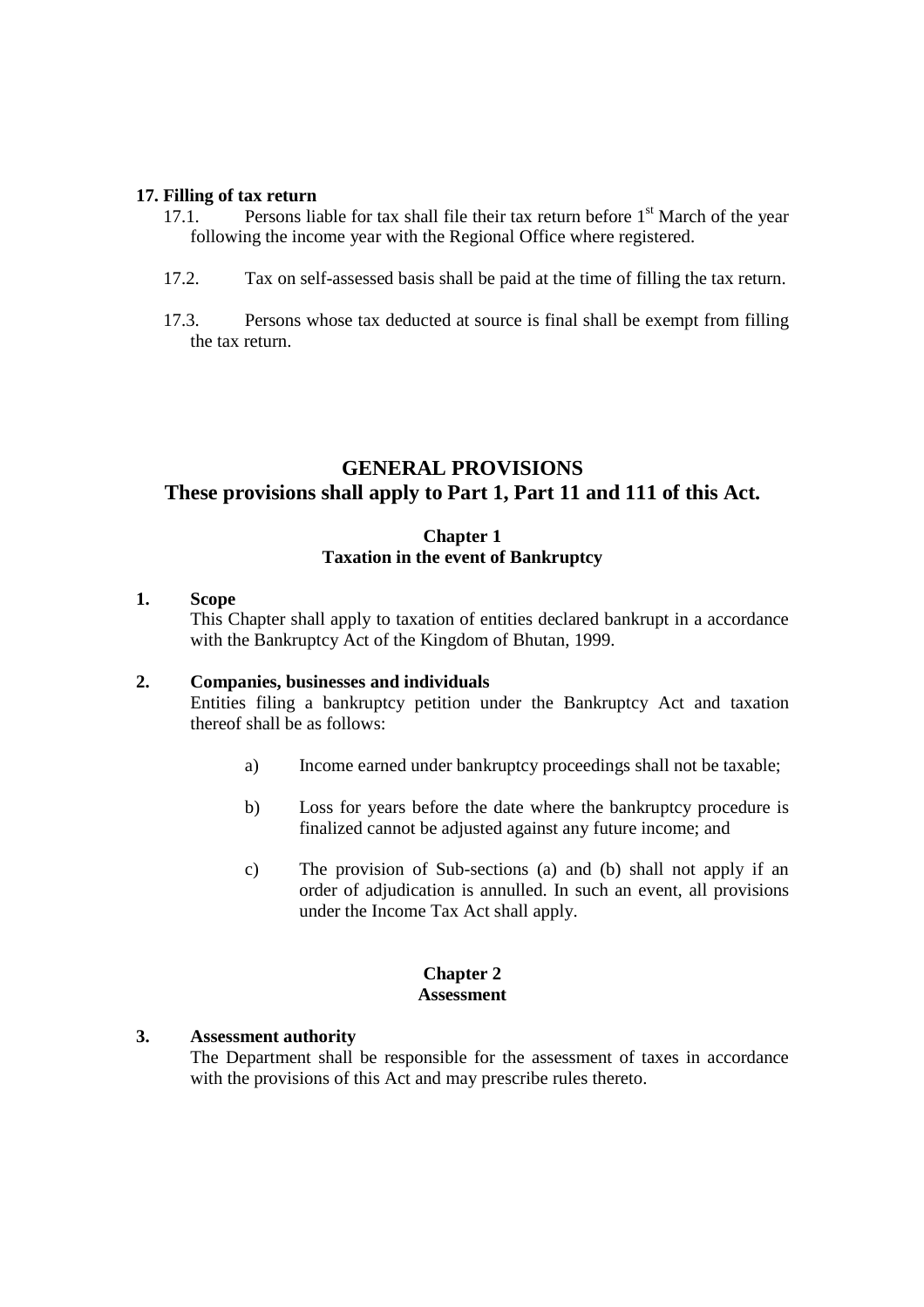**17. Filling of tax return**

17.1. Persons liable for tax shall file their tax return before 1st March of the year following the income year with the Regional Office where registered.

17.2. Tax on self-assessed basis shall be paid at the time of filling the tax return.

17.3. Persons whose tax deducted at source is final shall be exempt from filling the tax return.

# GENERAL PROVISIONS

## These provisions shall apply to Part 1, Part 11 and 111 of this Act.

### Chapter 1
### Taxation in the event of Bankruptcy

**1. Scope**

This Chapter shall apply to taxation of entities declared bankrupt in a accordance with the Bankruptcy Act of the Kingdom of Bhutan, 1999.

**2. Companies, businesses and individuals**

Entities filing a bankruptcy petition under the Bankruptcy Act and taxation thereof shall be as follows:

a) Income earned under bankruptcy proceedings shall not be taxable;

b) Loss for years before the date where the bankruptcy procedure is finalized cannot be adjusted against any future income; and

c) The provision of Sub-sections (a) and (b) shall not apply if an order of adjudication is annulled. In such an event, all provisions under the Income Tax Act shall apply.

### Chapter 2
### Assessment

**3. Assessment authority**

The Department shall be responsible for the assessment of taxes in accordance with the provisions of this Act and may prescribe rules thereto.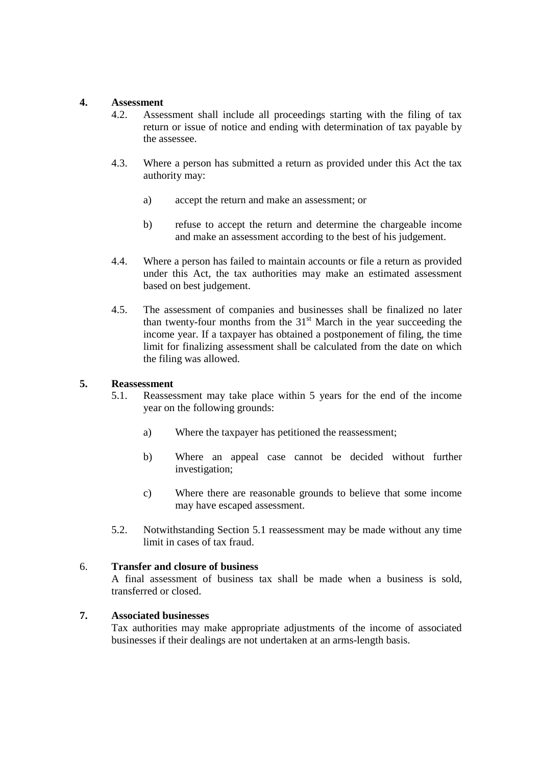## 4. Assessment

4.2. Assessment shall include all proceedings starting with the filing of tax return or issue of notice and ending with determination of tax payable by the assessee.

4.3. Where a person has submitted a return as provided under this Act the tax authority may:

a) accept the return and make an assessment; or

b) refuse to accept the return and determine the chargeable income and make an assessment according to the best of his judgement.

4.4. Where a person has failed to maintain accounts or file a return as provided under this Act, the tax authorities may make an estimated assessment based on best judgement.

4.5. The assessment of companies and businesses shall be finalized no later than twenty-four months from the 31st March in the year succeeding the income year. If a taxpayer has obtained a postponement of filing, the time limit for finalizing assessment shall be calculated from the date on which the filing was allowed.

## 5. Reassessment

5.1. Reassessment may take place within 5 years for the end of the income year on the following grounds:

a) Where the taxpayer has petitioned the reassessment;

b) Where an appeal case cannot be decided without further investigation;

c) Where there are reasonable grounds to believe that some income may have escaped assessment.

5.2. Notwithstanding Section 5.1 reassessment may be made without any time limit in cases of tax fraud.

## 6. Transfer and closure of business

A final assessment of business tax shall be made when a business is sold, transferred or closed.

## 7. Associated businesses

Tax authorities may make appropriate adjustments of the income of associated businesses if their dealings are not undertaken at an arms-length basis.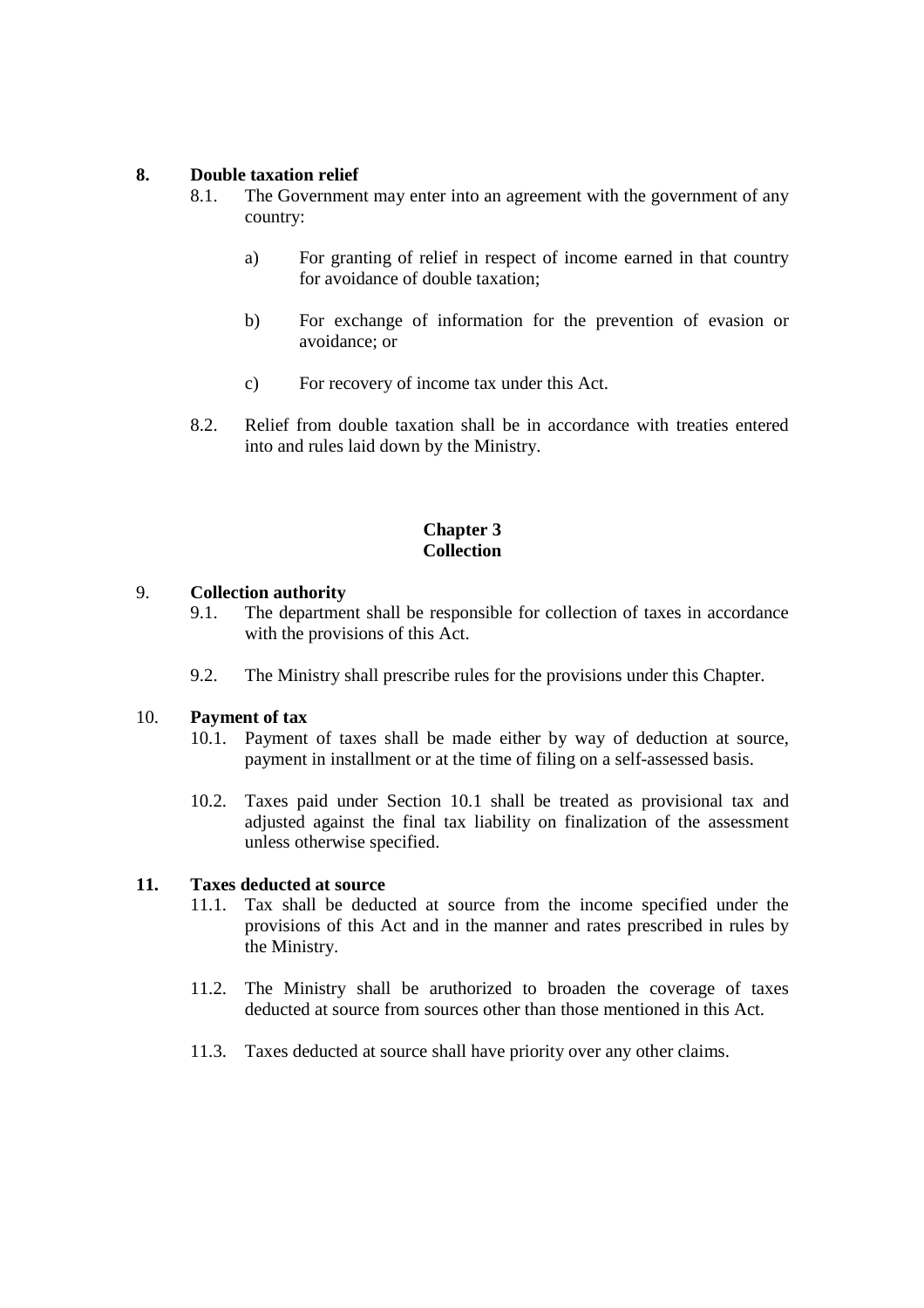**8. Double taxation relief**

8.1. The Government may enter into an agreement with the government of any country:

a) For granting of relief in respect of income earned in that country for avoidance of double taxation;

b) For exchange of information for the prevention of evasion or avoidance; or

c) For recovery of income tax under this Act.

8.2. Relief from double taxation shall be in accordance with treaties entered into and rules laid down by the Ministry.

## Chapter 3
## Collection

9. **Collection authority**

9.1. The department shall be responsible for collection of taxes in accordance with the provisions of this Act.

9.2. The Ministry shall prescribe rules for the provisions under this Chapter.

10. **Payment of tax**

10.1. Payment of taxes shall be made either by way of deduction at source, payment in installment or at the time of filing on a self-assessed basis.

10.2. Taxes paid under Section 10.1 shall be treated as provisional tax and adjusted against the final tax liability on finalization of the assessment unless otherwise specified.

**11. Taxes deducted at source**

11.1. Tax shall be deducted at source from the income specified under the provisions of this Act and in the manner and rates prescribed in rules by the Ministry.

11.2. The Ministry shall be aruthorized to broaden the coverage of taxes deducted at source from sources other than those mentioned in this Act.

11.3. Taxes deducted at source shall have priority over any other claims.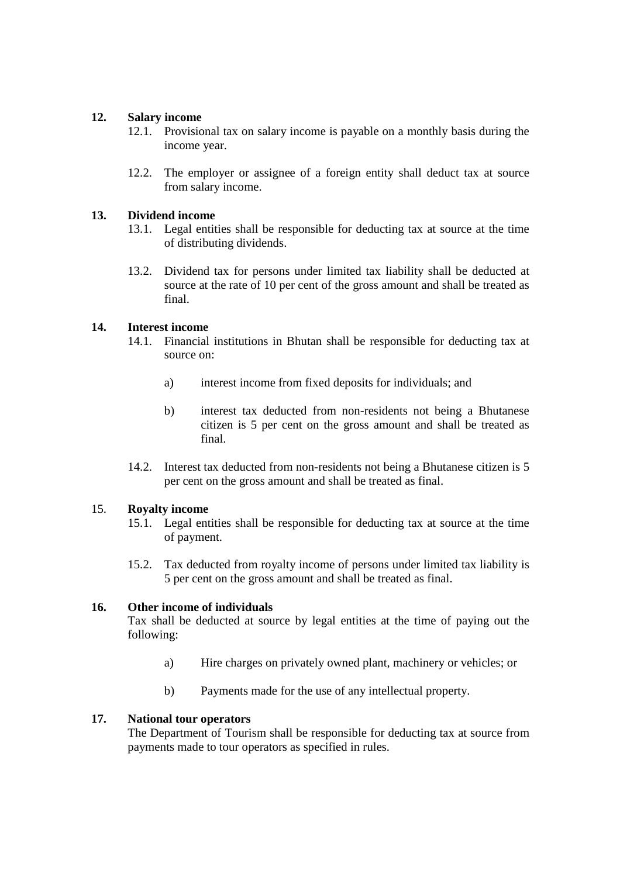**12. Salary income**

12.1. Provisional tax on salary income is payable on a monthly basis during the income year.

12.2. The employer or assignee of a foreign entity shall deduct tax at source from salary income.

**13. Dividend income**

13.1. Legal entities shall be responsible for deducting tax at source at the time of distributing dividends.

13.2. Dividend tax for persons under limited tax liability shall be deducted at source at the rate of 10 per cent of the gross amount and shall be treated as final.

**14. Interest income**

14.1. Financial institutions in Bhutan shall be responsible for deducting tax at source on:

a) interest income from fixed deposits for individuals; and

b) interest tax deducted from non-residents not being a Bhutanese citizen is 5 per cent on the gross amount and shall be treated as final.

14.2. Interest tax deducted from non-residents not being a Bhutanese citizen is 5 per cent on the gross amount and shall be treated as final.

15. **Royalty income**

15.1. Legal entities shall be responsible for deducting tax at source at the time of payment.

15.2. Tax deducted from royalty income of persons under limited tax liability is 5 per cent on the gross amount and shall be treated as final.

**16. Other income of individuals**

Tax shall be deducted at source by legal entities at the time of paying out the following:

a) Hire charges on privately owned plant, machinery or vehicles; or

b) Payments made for the use of any intellectual property.

**17. National tour operators**

The Department of Tourism shall be responsible for deducting tax at source from payments made to tour operators as specified in rules.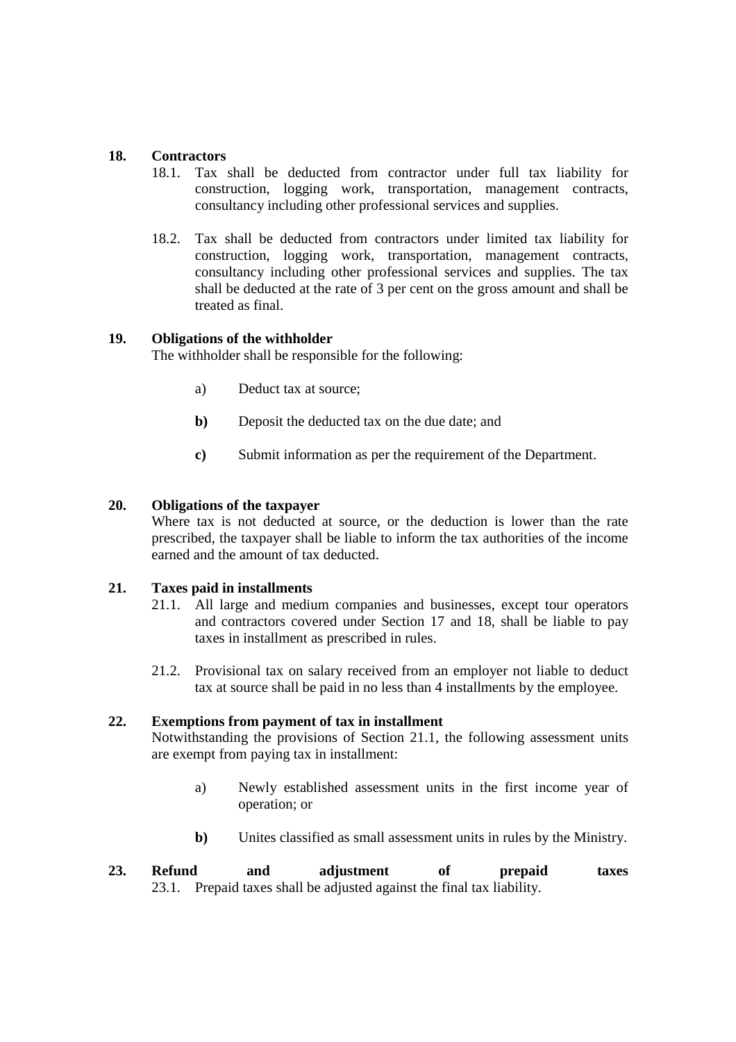**18. Contractors**

18.1. Tax shall be deducted from contractor under full tax liability for construction, logging work, transportation, management contracts, consultancy including other professional services and supplies.

18.2. Tax shall be deducted from contractors under limited tax liability for construction, logging work, transportation, management contracts, consultancy including other professional services and supplies. The tax shall be deducted at the rate of 3 per cent on the gross amount and shall be treated as final.

**19. Obligations of the withholder**

The withholder shall be responsible for the following:

a) Deduct tax at source;

**b)** Deposit the deducted tax on the due date; and

**c)** Submit information as per the requirement of the Department.

**20. Obligations of the taxpayer**

Where tax is not deducted at source, or the deduction is lower than the rate prescribed, the taxpayer shall be liable to inform the tax authorities of the income earned and the amount of tax deducted.

**21. Taxes paid in installments**

21.1. All large and medium companies and businesses, except tour operators and contractors covered under Section 17 and 18, shall be liable to pay taxes in installment as prescribed in rules.

21.2. Provisional tax on salary received from an employer not liable to deduct tax at source shall be paid in no less than 4 installments by the employee.

**22. Exemptions from payment of tax in installment**

Notwithstanding the provisions of Section 21.1, the following assessment units are exempt from paying tax in installment:

a) Newly established assessment units in the first income year of operation; or

**b)** Unites classified as small assessment units in rules by the Ministry.

**23. Refund and adjustment of prepaid taxes**

23.1. Prepaid taxes shall be adjusted against the final tax liability.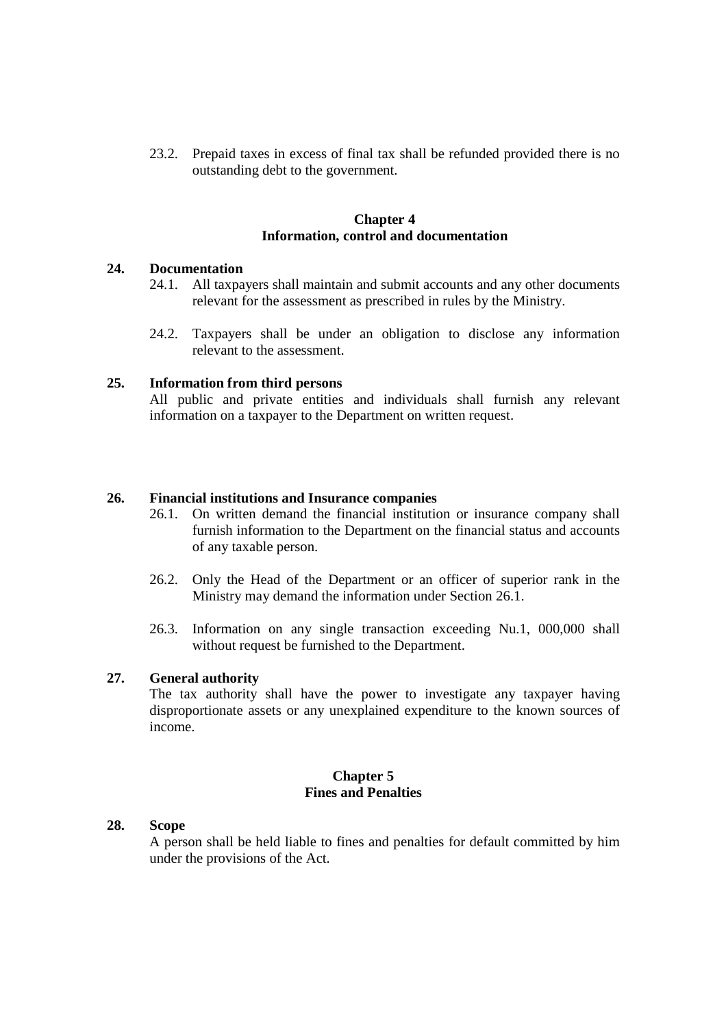23.2. Prepaid taxes in excess of final tax shall be refunded provided there is no outstanding debt to the government.

## Chapter 4
## Information, control and documentation

### 24. Documentation

24.1. All taxpayers shall maintain and submit accounts and any other documents relevant for the assessment as prescribed in rules by the Ministry.

24.2. Taxpayers shall be under an obligation to disclose any information relevant to the assessment.

### 25. Information from third persons

All public and private entities and individuals shall furnish any relevant information on a taxpayer to the Department on written request.

### 26. Financial institutions and Insurance companies

26.1. On written demand the financial institution or insurance company shall furnish information to the Department on the financial status and accounts of any taxable person.

26.2. Only the Head of the Department or an officer of superior rank in the Ministry may demand the information under Section 26.1.

26.3. Information on any single transaction exceeding Nu.1, 000,000 shall without request be furnished to the Department.

### 27. General authority

The tax authority shall have the power to investigate any taxpayer having disproportionate assets or any unexplained expenditure to the known sources of income.

## Chapter 5
## Fines and Penalties

### 28. Scope

A person shall be held liable to fines and penalties for default committed by him under the provisions of the Act.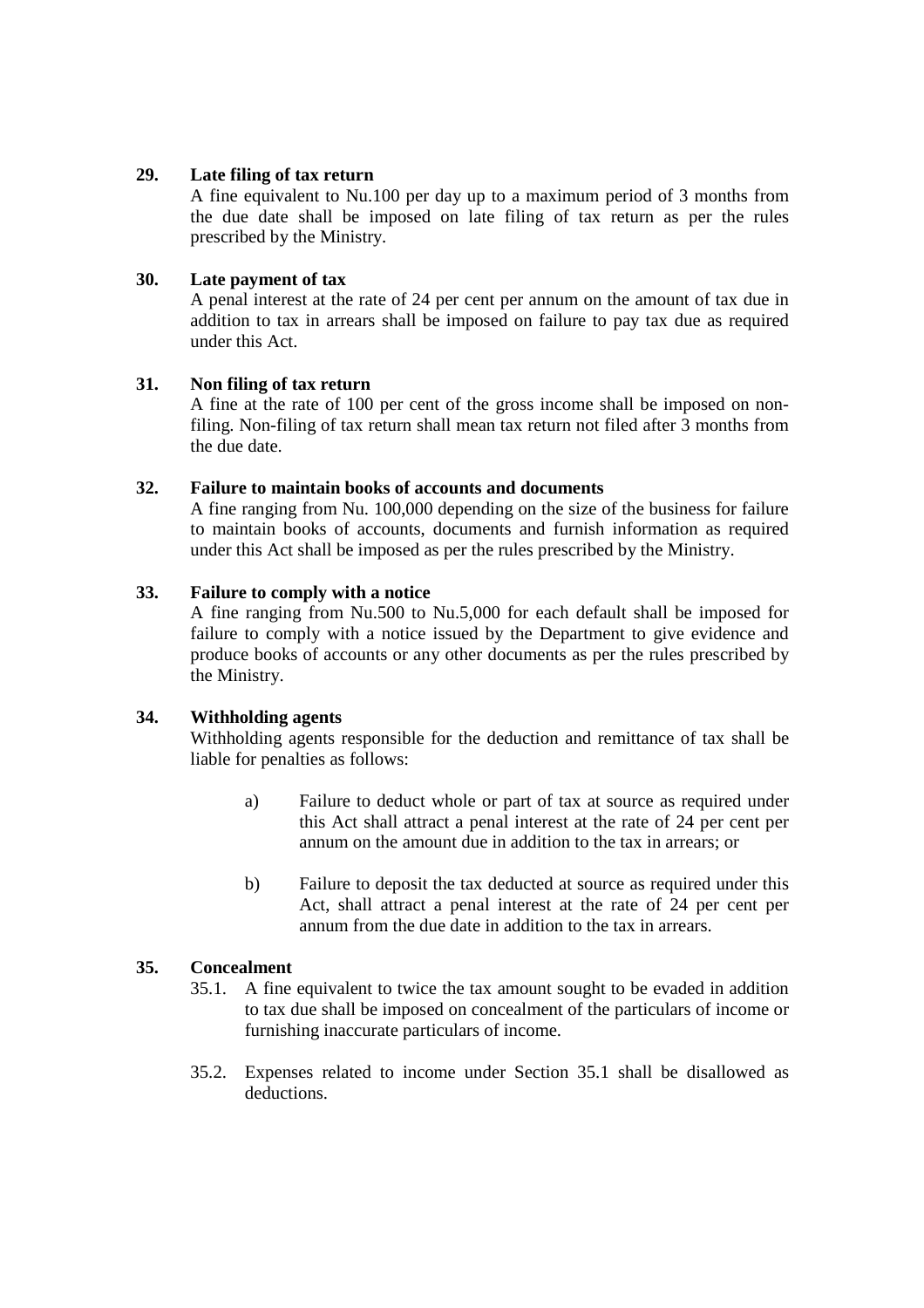**29. Late filing of tax return**

A fine equivalent to Nu.100 per day up to a maximum period of 3 months from the due date shall be imposed on late filing of tax return as per the rules prescribed by the Ministry.

**30. Late payment of tax**

A penal interest at the rate of 24 per cent per annum on the amount of tax due in addition to tax in arrears shall be imposed on failure to pay tax due as required under this Act.

**31. Non filing of tax return**

A fine at the rate of 100 per cent of the gross income shall be imposed on non-filing. Non-filing of tax return shall mean tax return not filed after 3 months from the due date.

**32. Failure to maintain books of accounts and documents**

A fine ranging from Nu. 100,000 depending on the size of the business for failure to maintain books of accounts, documents and furnish information as required under this Act shall be imposed as per the rules prescribed by the Ministry.

**33. Failure to comply with a notice**

A fine ranging from Nu.500 to Nu.5,000 for each default shall be imposed for failure to comply with a notice issued by the Department to give evidence and produce books of accounts or any other documents as per the rules prescribed by the Ministry.

**34. Withholding agents**

Withholding agents responsible for the deduction and remittance of tax shall be liable for penalties as follows:

a) Failure to deduct whole or part of tax at source as required under this Act shall attract a penal interest at the rate of 24 per cent per annum on the amount due in addition to the tax in arrears; or

b) Failure to deposit the tax deducted at source as required under this Act, shall attract a penal interest at the rate of 24 per cent per annum from the due date in addition to the tax in arrears.

**35. Concealment**

35.1. A fine equivalent to twice the tax amount sought to be evaded in addition to tax due shall be imposed on concealment of the particulars of income or furnishing inaccurate particulars of income.

35.2. Expenses related to income under Section 35.1 shall be disallowed as deductions.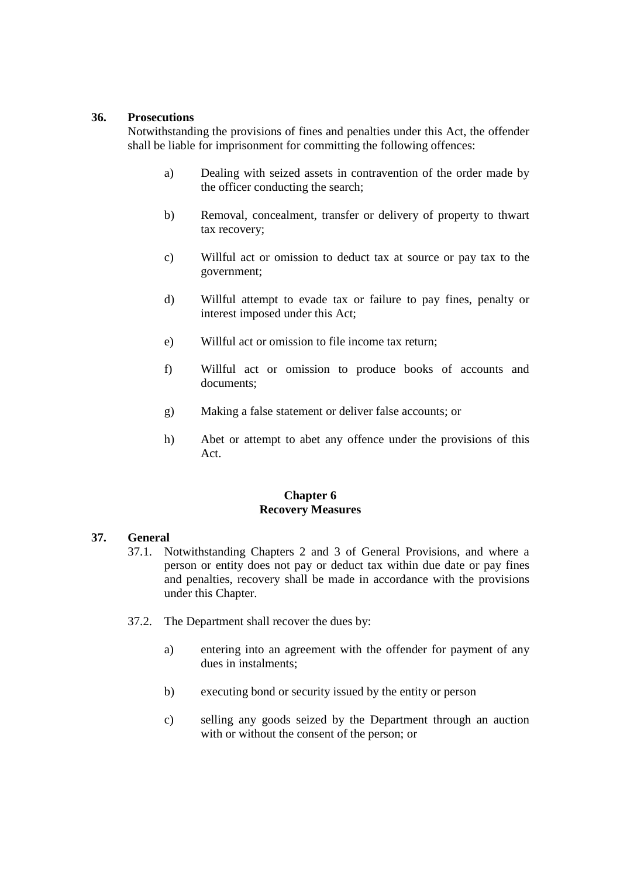### 36. Prosecutions

Notwithstanding the provisions of fines and penalties under this Act, the offender shall be liable for imprisonment for committing the following offences:

a) Dealing with seized assets in contravention of the order made by the officer conducting the search;

b) Removal, concealment, transfer or delivery of property to thwart tax recovery;

c) Willful act or omission to deduct tax at source or pay tax to the government;

d) Willful attempt to evade tax or failure to pay fines, penalty or interest imposed under this Act;

e) Willful act or omission to file income tax return;

f) Willful act or omission to produce books of accounts and documents;

g) Making a false statement or deliver false accounts; or

h) Abet or attempt to abet any offence under the provisions of this Act.

## Chapter 6
## Recovery Measures

### 37. General

37.1. Notwithstanding Chapters 2 and 3 of General Provisions, and where a person or entity does not pay or deduct tax within due date or pay fines and penalties, recovery shall be made in accordance with the provisions under this Chapter.

37.2. The Department shall recover the dues by:

a) entering into an agreement with the offender for payment of any dues in instalments;

b) executing bond or security issued by the entity or person

c) selling any goods seized by the Department through an auction with or without the consent of the person; or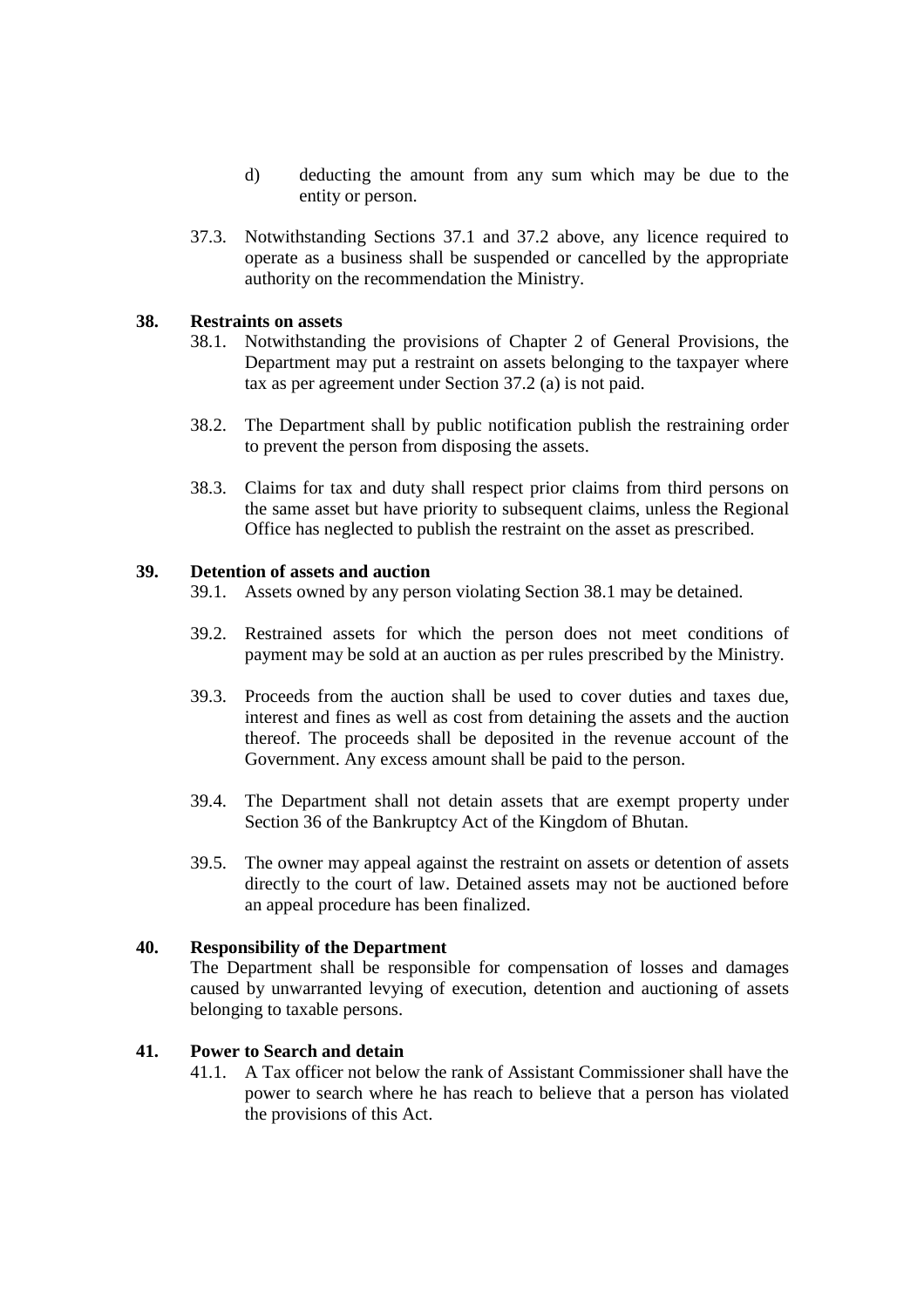d) deducting the amount from any sum which may be due to the entity or person.

37.3. Notwithstanding Sections 37.1 and 37.2 above, any licence required to operate as a business shall be suspended or cancelled by the appropriate authority on the recommendation the Ministry.

**38. Restraints on assets**

38.1. Notwithstanding the provisions of Chapter 2 of General Provisions, the Department may put a restraint on assets belonging to the taxpayer where tax as per agreement under Section 37.2 (a) is not paid.

38.2. The Department shall by public notification publish the restraining order to prevent the person from disposing the assets.

38.3. Claims for tax and duty shall respect prior claims from third persons on the same asset but have priority to subsequent claims, unless the Regional Office has neglected to publish the restraint on the asset as prescribed.

**39. Detention of assets and auction**

39.1. Assets owned by any person violating Section 38.1 may be detained.

39.2. Restrained assets for which the person does not meet conditions of payment may be sold at an auction as per rules prescribed by the Ministry.

39.3. Proceeds from the auction shall be used to cover duties and taxes due, interest and fines as well as cost from detaining the assets and the auction thereof. The proceeds shall be deposited in the revenue account of the Government. Any excess amount shall be paid to the person.

39.4. The Department shall not detain assets that are exempt property under Section 36 of the Bankruptcy Act of the Kingdom of Bhutan.

39.5. The owner may appeal against the restraint on assets or detention of assets directly to the court of law. Detained assets may not be auctioned before an appeal procedure has been finalized.

**40. Responsibility of the Department**

The Department shall be responsible for compensation of losses and damages caused by unwarranted levying of execution, detention and auctioning of assets belonging to taxable persons.

**41. Power to Search and detain**

41.1. A Tax officer not below the rank of Assistant Commissioner shall have the power to search where he has reach to believe that a person has violated the provisions of this Act.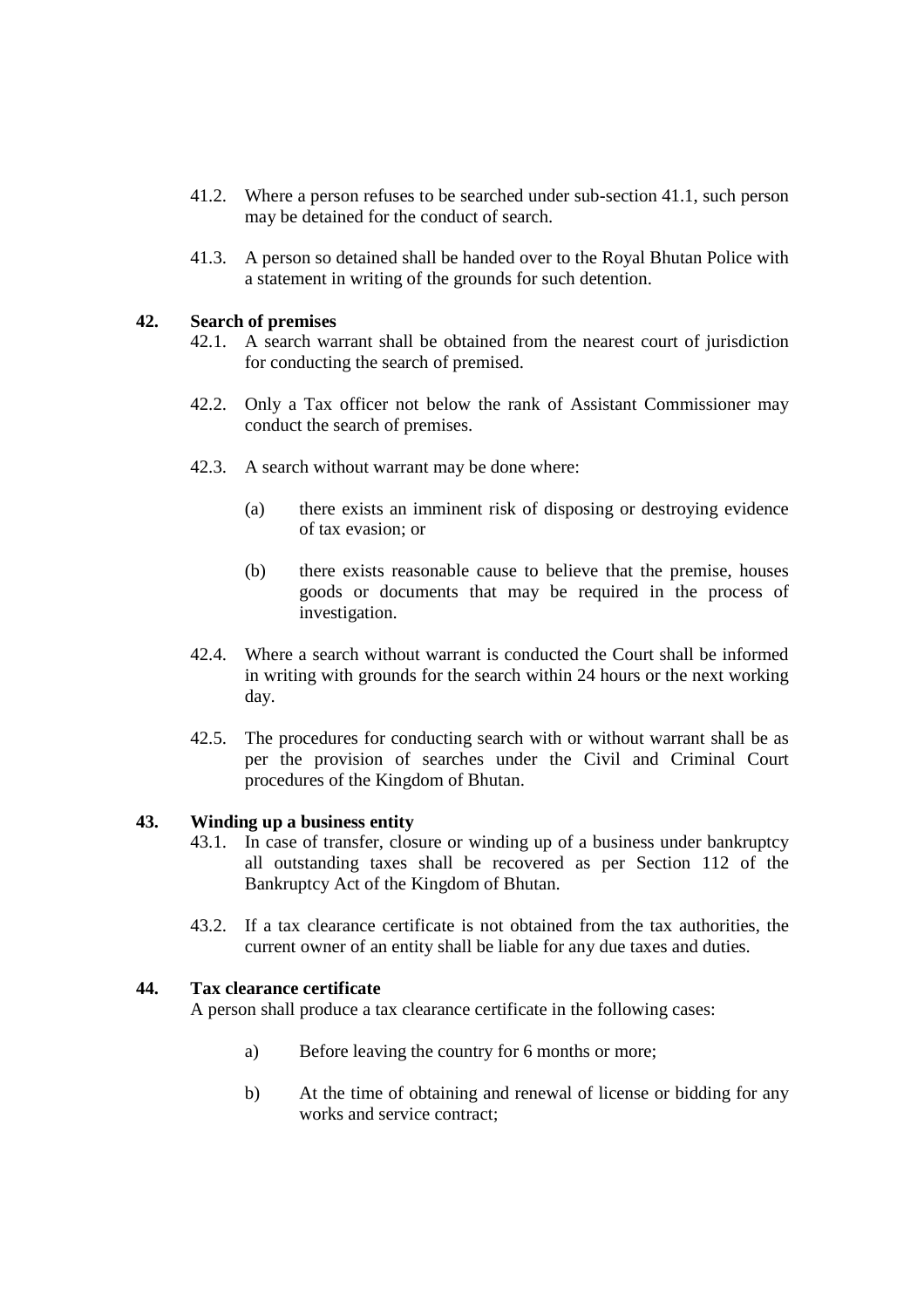41.2. Where a person refuses to be searched under sub-section 41.1, such person may be detained for the conduct of search.

41.3. A person so detained shall be handed over to the Royal Bhutan Police with a statement in writing of the grounds for such detention.

**42. Search of premises**

42.1. A search warrant shall be obtained from the nearest court of jurisdiction for conducting the search of premised.

42.2. Only a Tax officer not below the rank of Assistant Commissioner may conduct the search of premises.

42.3. A search without warrant may be done where:

(a) there exists an imminent risk of disposing or destroying evidence of tax evasion; or

(b) there exists reasonable cause to believe that the premise, houses goods or documents that may be required in the process of investigation.

42.4. Where a search without warrant is conducted the Court shall be informed in writing with grounds for the search within 24 hours or the next working day.

42.5. The procedures for conducting search with or without warrant shall be as per the provision of searches under the Civil and Criminal Court procedures of the Kingdom of Bhutan.

**43. Winding up a business entity**

43.1. In case of transfer, closure or winding up of a business under bankruptcy all outstanding taxes shall be recovered as per Section 112 of the Bankruptcy Act of the Kingdom of Bhutan.

43.2. If a tax clearance certificate is not obtained from the tax authorities, the current owner of an entity shall be liable for any due taxes and duties.

**44. Tax clearance certificate**

A person shall produce a tax clearance certificate in the following cases:

a) Before leaving the country for 6 months or more;

b) At the time of obtaining and renewal of license or bidding for any works and service contract;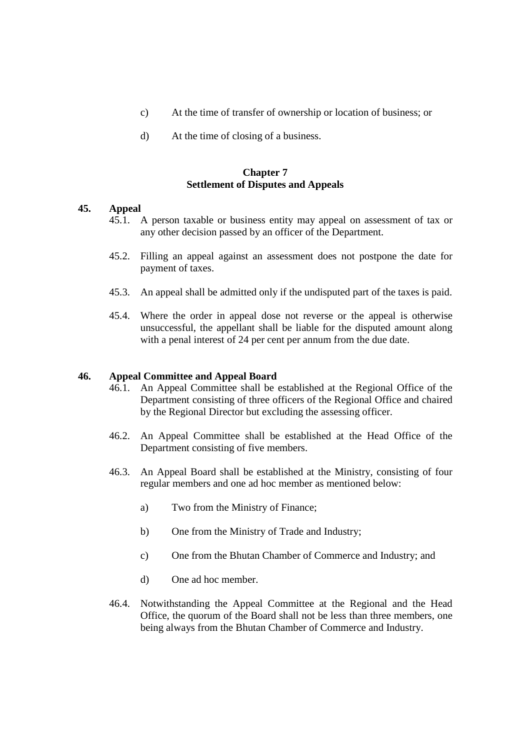c) At the time of transfer of ownership or location of business; or

d) At the time of closing of a business.

## Chapter 7
## Settlement of Disputes and Appeals

**45. Appeal**

45.1. A person taxable or business entity may appeal on assessment of tax or any other decision passed by an officer of the Department.

45.2. Filling an appeal against an assessment does not postpone the date for payment of taxes.

45.3. An appeal shall be admitted only if the undisputed part of the taxes is paid.

45.4. Where the order in appeal dose not reverse or the appeal is otherwise unsuccessful, the appellant shall be liable for the disputed amount along with a penal interest of 24 per cent per annum from the due date.

**46. Appeal Committee and Appeal Board**

46.1. An Appeal Committee shall be established at the Regional Office of the Department consisting of three officers of the Regional Office and chaired by the Regional Director but excluding the assessing officer.

46.2. An Appeal Committee shall be established at the Head Office of the Department consisting of five members.

46.3. An Appeal Board shall be established at the Ministry, consisting of four regular members and one ad hoc member as mentioned below:

a) Two from the Ministry of Finance;

b) One from the Ministry of Trade and Industry;

c) One from the Bhutan Chamber of Commerce and Industry; and

d) One ad hoc member.

46.4. Notwithstanding the Appeal Committee at the Regional and the Head Office, the quorum of the Board shall not be less than three members, one being always from the Bhutan Chamber of Commerce and Industry.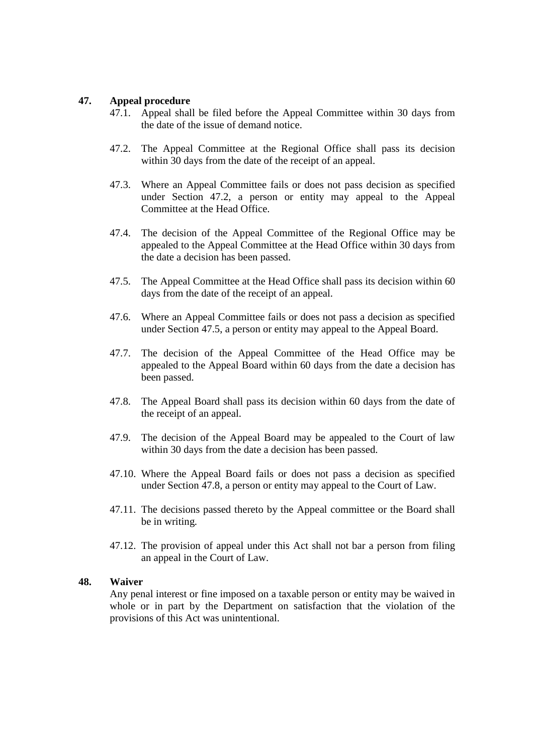## 47. Appeal procedure

47.1. Appeal shall be filed before the Appeal Committee within 30 days from the date of the issue of demand notice.

47.2. The Appeal Committee at the Regional Office shall pass its decision within 30 days from the date of the receipt of an appeal.

47.3. Where an Appeal Committee fails or does not pass decision as specified under Section 47.2, a person or entity may appeal to the Appeal Committee at the Head Office.

47.4. The decision of the Appeal Committee of the Regional Office may be appealed to the Appeal Committee at the Head Office within 30 days from the date a decision has been passed.

47.5. The Appeal Committee at the Head Office shall pass its decision within 60 days from the date of the receipt of an appeal.

47.6. Where an Appeal Committee fails or does not pass a decision as specified under Section 47.5, a person or entity may appeal to the Appeal Board.

47.7. The decision of the Appeal Committee of the Head Office may be appealed to the Appeal Board within 60 days from the date a decision has been passed.

47.8. The Appeal Board shall pass its decision within 60 days from the date of the receipt of an appeal.

47.9. The decision of the Appeal Board may be appealed to the Court of law within 30 days from the date a decision has been passed.

47.10. Where the Appeal Board fails or does not pass a decision as specified under Section 47.8, a person or entity may appeal to the Court of Law.

47.11. The decisions passed thereto by the Appeal committee or the Board shall be in writing.

47.12. The provision of appeal under this Act shall not bar a person from filing an appeal in the Court of Law.

## 48. Waiver

Any penal interest or fine imposed on a taxable person or entity may be waived in whole or in part by the Department on satisfaction that the violation of the provisions of this Act was unintentional.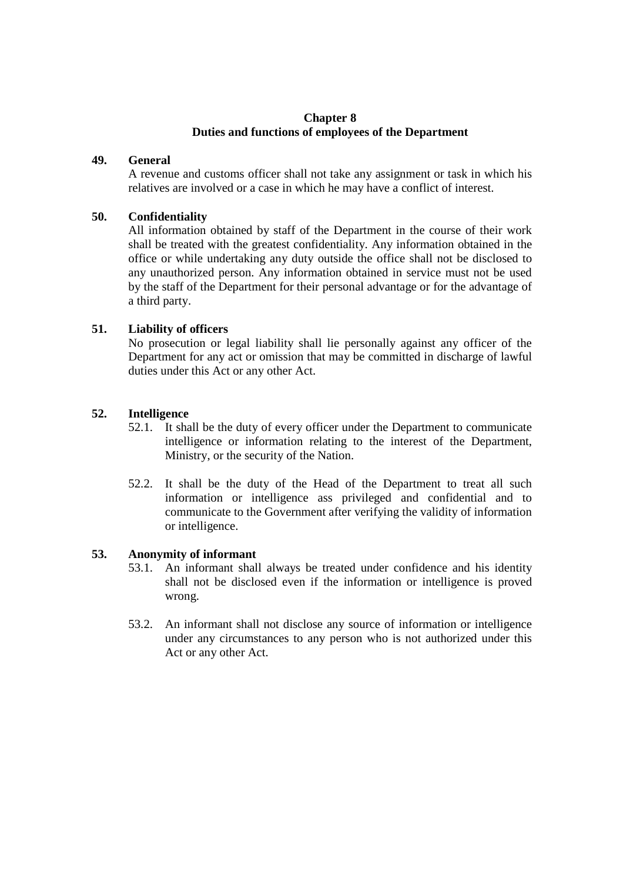## Chapter 8
## Duties and functions of employees of the Department

**49. General**

A revenue and customs officer shall not take any assignment or task in which his relatives are involved or a case in which he may have a conflict of interest.

**50. Confidentiality**

All information obtained by staff of the Department in the course of their work shall be treated with the greatest confidentiality. Any information obtained in the office or while undertaking any duty outside the office shall not be disclosed to any unauthorized person. Any information obtained in service must not be used by the staff of the Department for their personal advantage or for the advantage of a third party.

**51. Liability of officers**

No prosecution or legal liability shall lie personally against any officer of the Department for any act or omission that may be committed in discharge of lawful duties under this Act or any other Act.

**52. Intelligence**

52.1. It shall be the duty of every officer under the Department to communicate intelligence or information relating to the interest of the Department, Ministry, or the security of the Nation.

52.2. It shall be the duty of the Head of the Department to treat all such information or intelligence ass privileged and confidential and to communicate to the Government after verifying the validity of information or intelligence.

**53. Anonymity of informant**

53.1. An informant shall always be treated under confidence and his identity shall not be disclosed even if the information or intelligence is proved wrong.

53.2. An informant shall not disclose any source of information or intelligence under any circumstances to any person who is not authorized under this Act or any other Act.